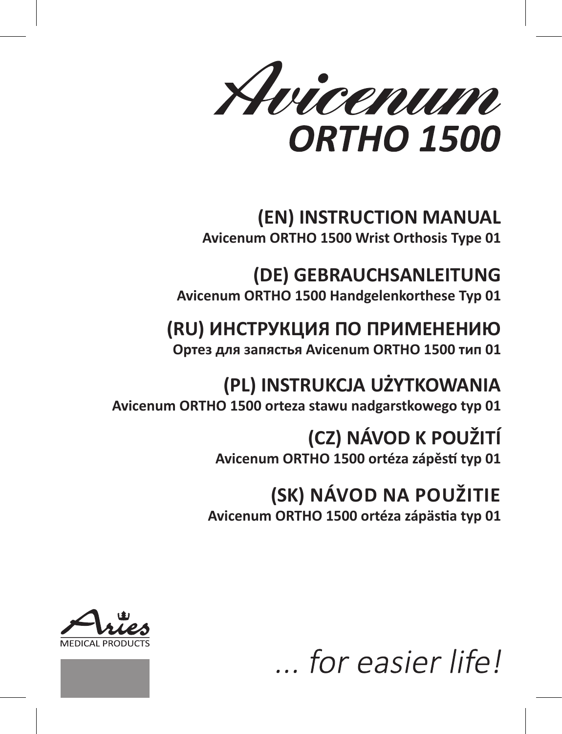# Avicenum ORTHO 1500

## (EN) INSTRUCTION MANUAL
**Avicenum ORTHO 1500 Wrist Orthosis Type 01**

## (DE) GEBRAUCHSANLEITUNG
**Avicenum ORTHO 1500 Handgelenkorthese Typ 01**

## (RU) ИНСТРУКЦИЯ ПО ПРИМЕНЕНИЮ
**Ортез для запястья Avicenum ORTHO 1500 тип 01**

## (PL) INSTRUKCJA UŻYTKOWANIA
**Avicenum ORTHO 1500 orteza stawu nadgarstkowego typ 01**

## (CZ) NÁVOD K POUŽITÍ
**Avicenum ORTHO 1500 ortéza zápěstí typ 01**

## (SK) NÁVOD NA POUŽITIE
**Avicenum ORTHO 1500 ortéza zápästia typ 01**

Aries MEDICAL PRODUCTS

*... for easier life!*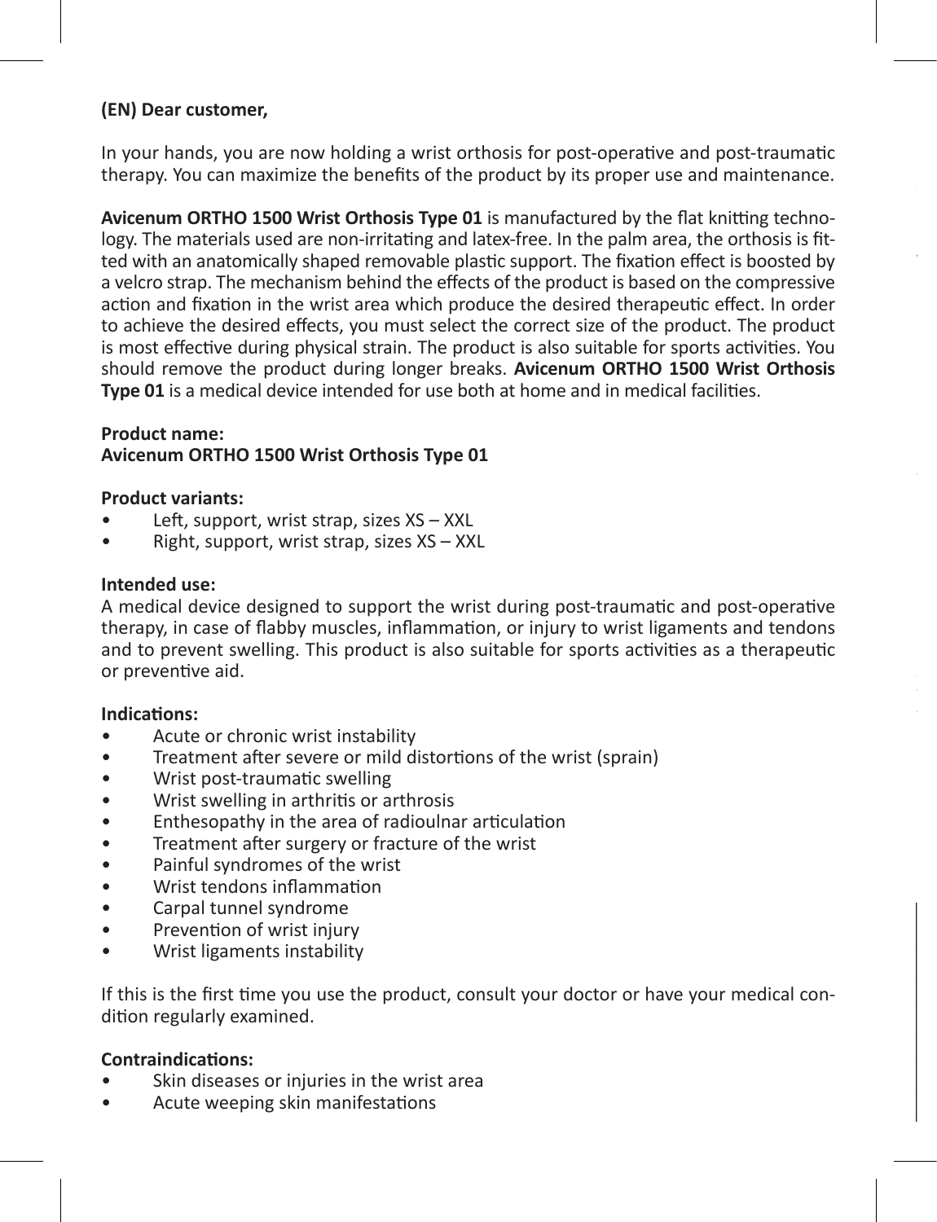**(EN) Dear customer,**

In your hands, you are now holding a wrist orthosis for post-operative and post-traumatic therapy. You can maximize the benefits of the product by its proper use and maintenance.

**Avicenum ORTHO 1500 Wrist Orthosis Type 01** is manufactured by the flat knitting technology. The materials used are non-irritating and latex-free. In the palm area, the orthosis is fitted with an anatomically shaped removable plastic support. The fixation effect is boosted by a velcro strap. The mechanism behind the effects of the product is based on the compressive action and fixation in the wrist area which produce the desired therapeutic effect. In order to achieve the desired effects, you must select the correct size of the product. The product is most effective during physical strain. The product is also suitable for sports activities. You should remove the product during longer breaks. **Avicenum ORTHO 1500 Wrist Orthosis Type 01** is a medical device intended for use both at home and in medical facilities.

**Product name:**
**Avicenum ORTHO 1500 Wrist Orthosis Type 01**

**Product variants:**
- Left, support, wrist strap, sizes XS – XXL
- Right, support, wrist strap, sizes XS – XXL

**Intended use:**
A medical device designed to support the wrist during post-traumatic and post-operative therapy, in case of flabby muscles, inflammation, or injury to wrist ligaments and tendons and to prevent swelling. This product is also suitable for sports activities as a therapeutic or preventive aid.

**Indications:**
- Acute or chronic wrist instability
- Treatment after severe or mild distortions of the wrist (sprain)
- Wrist post-traumatic swelling
- Wrist swelling in arthritis or arthrosis
- Enthesopathy in the area of radioulnar articulation
- Treatment after surgery or fracture of the wrist
- Painful syndromes of the wrist
- Wrist tendons inflammation
- Carpal tunnel syndrome
- Prevention of wrist injury
- Wrist ligaments instability

If this is the first time you use the product, consult your doctor or have your medical condition regularly examined.

**Contraindications:**
- Skin diseases or injuries in the wrist area
- Acute weeping skin manifestations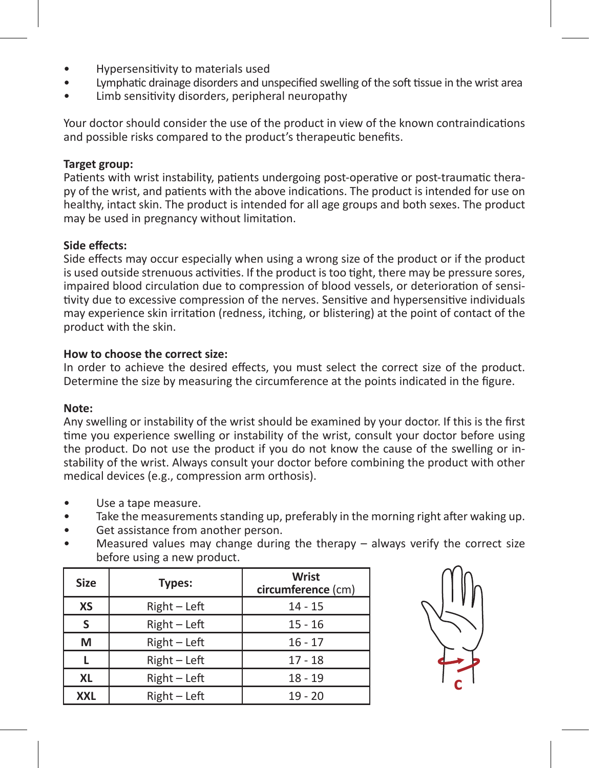- Hypersensitivity to materials used
- Lymphatic drainage disorders and unspecified swelling of the soft tissue in the wrist area
- Limb sensitivity disorders, peripheral neuropathy

Your doctor should consider the use of the product in view of the known contraindications and possible risks compared to the product's therapeutic benefits.

**Target group:**
Patients with wrist instability, patients undergoing post-operative or post-traumatic therapy of the wrist, and patients with the above indications. The product is intended for use on healthy, intact skin. The product is intended for all age groups and both sexes. The product may be used in pregnancy without limitation.

**Side effects:**
Side effects may occur especially when using a wrong size of the product or if the product is used outside strenuous activities. If the product is too tight, there may be pressure sores, impaired blood circulation due to compression of blood vessels, or deterioration of sensitivity due to excessive compression of the nerves. Sensitive and hypersensitive individuals may experience skin irritation (redness, itching, or blistering) at the point of contact of the product with the skin.

**How to choose the correct size:**
In order to achieve the desired effects, you must select the correct size of the product. Determine the size by measuring the circumference at the points indicated in the figure.

**Note:**
Any swelling or instability of the wrist should be examined by your doctor. If this is the first time you experience swelling or instability of the wrist, consult your doctor before using the product. Do not use the product if you do not know the cause of the swelling or instability of the wrist. Always consult your doctor before combining the product with other medical devices (e.g., compression arm orthosis).

- Use a tape measure.
- Take the measurements standing up, preferably in the morning right after waking up.
- Get assistance from another person.
- Measured values may change during the therapy – always verify the correct size before using a new product.

| Size | Types: | **Wrist circumference** (cm) |
|---|---|---|
| **XS** | Right – Left | 14 - 15 |
| **S** | Right – Left | 15 - 16 |
| **M** | Right – Left | 16 - 17 |
| **L** | Right – Left | 17 - 18 |
| **XL** | Right – Left | 18 - 19 |
| **XXL** | Right – Left | 19 - 20 |

C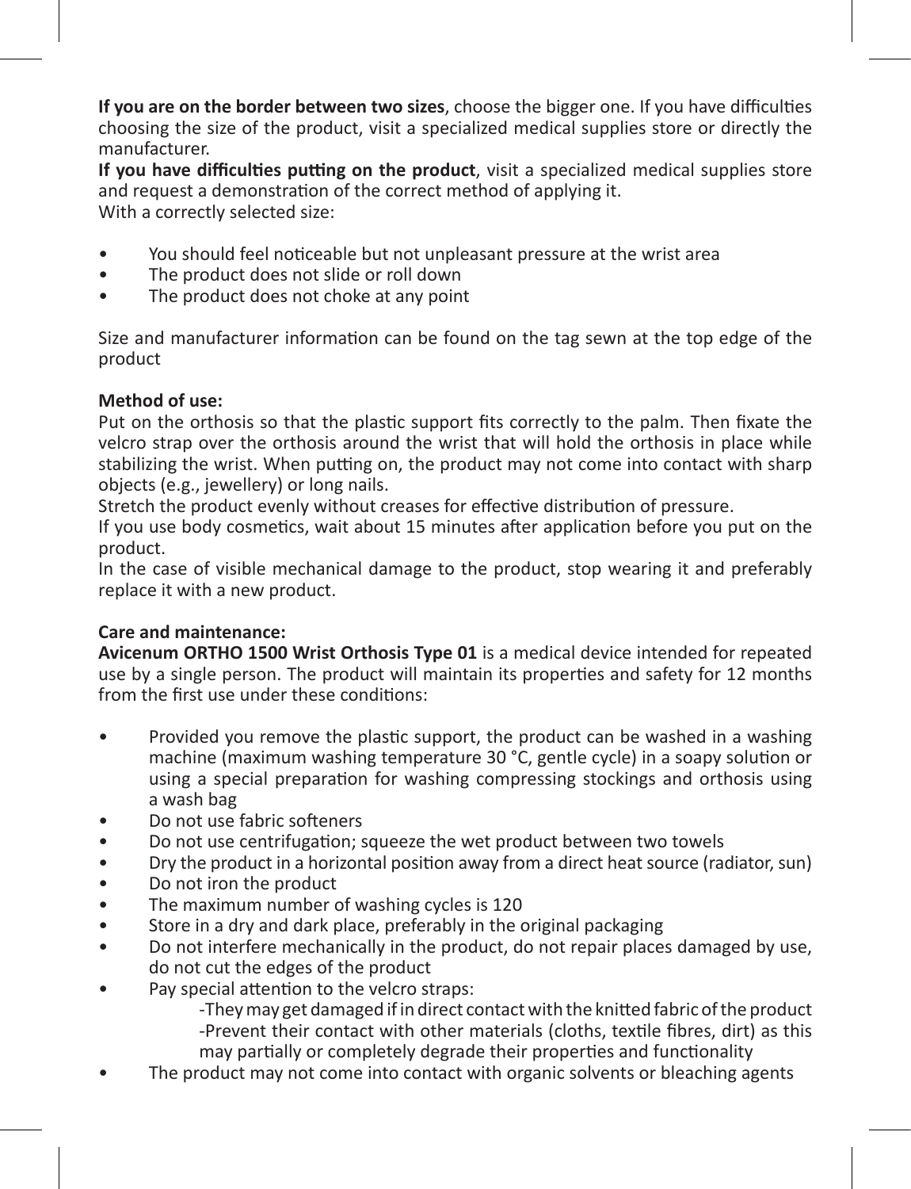**If you are on the border between two sizes**, choose the bigger one. If you have difficulties choosing the size of the product, visit a specialized medical supplies store or directly the manufacturer.
**If you have difficulties putting on the product**, visit a specialized medical supplies store and request a demonstration of the correct method of applying it.
With a correctly selected size:

- You should feel noticeable but not unpleasant pressure at the wrist area
- The product does not slide or roll down
- The product does not choke at any point

Size and manufacturer information can be found on the tag sewn at the top edge of the product

**Method of use:**
Put on the orthosis so that the plastic support fits correctly to the palm. Then fixate the velcro strap over the orthosis around the wrist that will hold the orthosis in place while stabilizing the wrist. When putting on, the product may not come into contact with sharp objects (e.g., jewellery) or long nails.
Stretch the product evenly without creases for effective distribution of pressure.
If you use body cosmetics, wait about 15 minutes after application before you put on the product.
In the case of visible mechanical damage to the product, stop wearing it and preferably replace it with a new product.

**Care and maintenance:**
**Avicenum ORTHO 1500 Wrist Orthosis Type 01** is a medical device intended for repeated use by a single person. The product will maintain its properties and safety for 12 months from the first use under these conditions:

- Provided you remove the plastic support, the product can be washed in a washing machine (maximum washing temperature 30 °C, gentle cycle) in a soapy solution or using a special preparation for washing compressing stockings and orthosis using a wash bag
- Do not use fabric softeners
- Do not use centrifugation; squeeze the wet product between two towels
- Dry the product in a horizontal position away from a direct heat source (radiator, sun)
- Do not iron the product
- The maximum number of washing cycles is 120
- Store in a dry and dark place, preferably in the original packaging
- Do not interfere mechanically in the product, do not repair places damaged by use, do not cut the edges of the product
- Pay special attention to the velcro straps:
  - -They may get damaged if in direct contact with the knitted fabric of the product
  - -Prevent their contact with other materials (cloths, textile fibres, dirt) as this may partially or completely degrade their properties and functionality
- The product may not come into contact with organic solvents or bleaching agents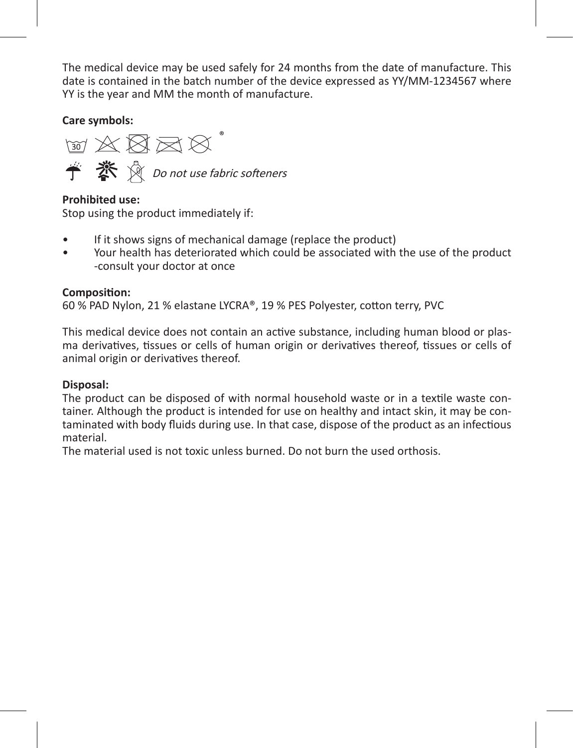The medical device may be used safely for 24 months from the date of manufacture. This date is contained in the batch number of the device expressed as YY/MM-1234567 where YY is the year and MM the month of manufacture.

**Care symbols:**

*Do not use fabric softeners*

**Prohibited use:**
Stop using the product immediately if:

- If it shows signs of mechanical damage (replace the product)
- Your health has deteriorated which could be associated with the use of the product -consult your doctor at once

**Composition:**
60 % PAD Nylon, 21 % elastane LYCRA®, 19 % PES Polyester, cotton terry, PVC

This medical device does not contain an active substance, including human blood or plasma derivatives, tissues or cells of human origin or derivatives thereof, tissues or cells of animal origin or derivatives thereof.

**Disposal:**
The product can be disposed of with normal household waste or in a textile waste container. Although the product is intended for use on healthy and intact skin, it may be contaminated with body fluids during use. In that case, dispose of the product as an infectious material.
The material used is not toxic unless burned. Do not burn the used orthosis.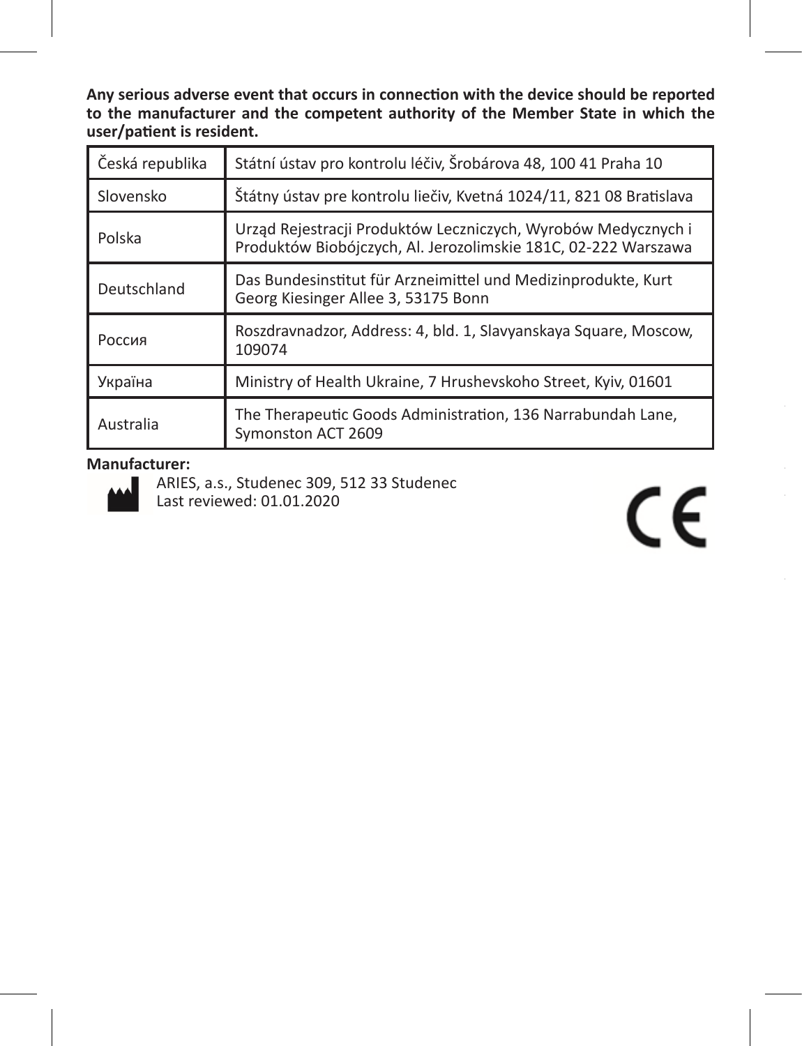**Any serious adverse event that occurs in connection with the device should be reported to the manufacturer and the competent authority of the Member State in which the user/patient is resident.**

| Česká republika | Státní ústav pro kontrolu léčiv, Šrobárova 48, 100 41 Praha 10 |
|---|---|
| Slovensko | Štátny ústav pre kontrolu liečiv, Kvetná 1024/11, 821 08 Bratislava |
| Polska | Urząd Rejestracji Produktów Leczniczych, Wyrobów Medycznych i Produktów Biobójczych, Al. Jerozolimskie 181C, 02-222 Warszawa |
| Deutschland | Das Bundesinstitut für Arzneimittel und Medizinprodukte, Kurt Georg Kiesinger Allee 3, 53175 Bonn |
| Россия | Roszdravnadzor, Address: 4, bld. 1, Slavyanskaya Square, Moscow, 109074 |
| Україна | Ministry of Health Ukraine, 7 Hrushevskoho Street, Kyiv, 01601 |
| Australia | The Therapeutic Goods Administration, 136 Narrabundah Lane, Symonston ACT 2609 |

**Manufacturer:**

ARIES, a.s., Studenec 309, 512 33 Studenec
Last reviewed: 01.01.2020

CE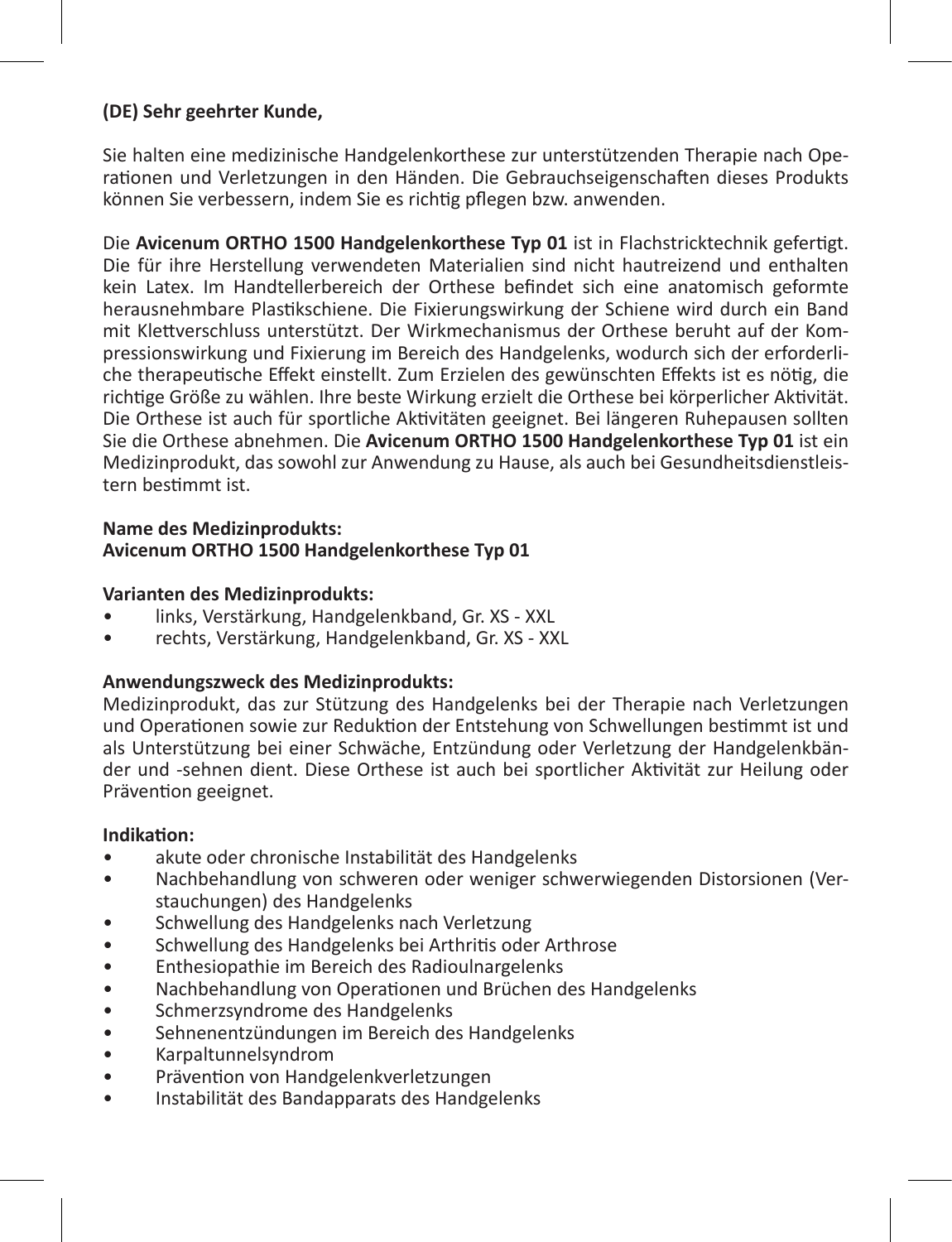**(DE) Sehr geehrter Kunde,**

Sie halten eine medizinische Handgelenkorthese zur unterstützenden Therapie nach Operationen und Verletzungen in den Händen. Die Gebrauchseigenschaften dieses Produkts können Sie verbessern, indem Sie es richtig pflegen bzw. anwenden.

Die **Avicenum ORTHO 1500 Handgelenkorthese Typ 01** ist in Flachstricktechnik gefertigt. Die für ihre Herstellung verwendeten Materialien sind nicht hautreizend und enthalten kein Latex. Im Handtellerbereich der Orthese befindet sich eine anatomisch geformte herausnehmbare Plastikschiene. Die Fixierungswirkung der Schiene wird durch ein Band mit Klettverschluss unterstützt. Der Wirkmechanismus der Orthese beruht auf der Kompressionswirkung und Fixierung im Bereich des Handgelenks, wodurch sich der erforderliche therapeutische Effekt einstellt. Zum Erzielen des gewünschten Effekts ist es nötig, die richtige Größe zu wählen. Ihre beste Wirkung erzielt die Orthese bei körperlicher Aktivität. Die Orthese ist auch für sportliche Aktivitäten geeignet. Bei längeren Ruhepausen sollten Sie die Orthese abnehmen. Die **Avicenum ORTHO 1500 Handgelenkorthese Typ 01** ist ein Medizinprodukt, das sowohl zur Anwendung zu Hause, als auch bei Gesundheitsdienstleistern bestimmt ist.

**Name des Medizinprodukts:**
**Avicenum ORTHO 1500 Handgelenkorthese Typ 01**

**Varianten des Medizinprodukts:**

- links, Verstärkung, Handgelenkband, Gr. XS - XXL
- rechts, Verstärkung, Handgelenkband, Gr. XS - XXL

**Anwendungszweck des Medizinprodukts:**
Medizinprodukt, das zur Stützung des Handgelenks bei der Therapie nach Verletzungen und Operationen sowie zur Reduktion der Entstehung von Schwellungen bestimmt ist und als Unterstützung bei einer Schwäche, Entzündung oder Verletzung der Handgelenkbänder und -sehnen dient. Diese Orthese ist auch bei sportlicher Aktivität zur Heilung oder Prävention geeignet.

**Indikation:**

- akute oder chronische Instabilität des Handgelenks
- Nachbehandlung von schweren oder weniger schwerwiegenden Distorsionen (Verstauchungen) des Handgelenks
- Schwellung des Handgelenks nach Verletzung
- Schwellung des Handgelenks bei Arthritis oder Arthrose
- Enthesiopathie im Bereich des Radioulnargelenks
- Nachbehandlung von Operationen und Brüchen des Handgelenks
- Schmerzsyndrome des Handgelenks
- Sehnenentzündungen im Bereich des Handgelenks
- Karpaltunnelsyndrom
- Prävention von Handgelenkverletzungen
- Instabilität des Bandapparats des Handgelenks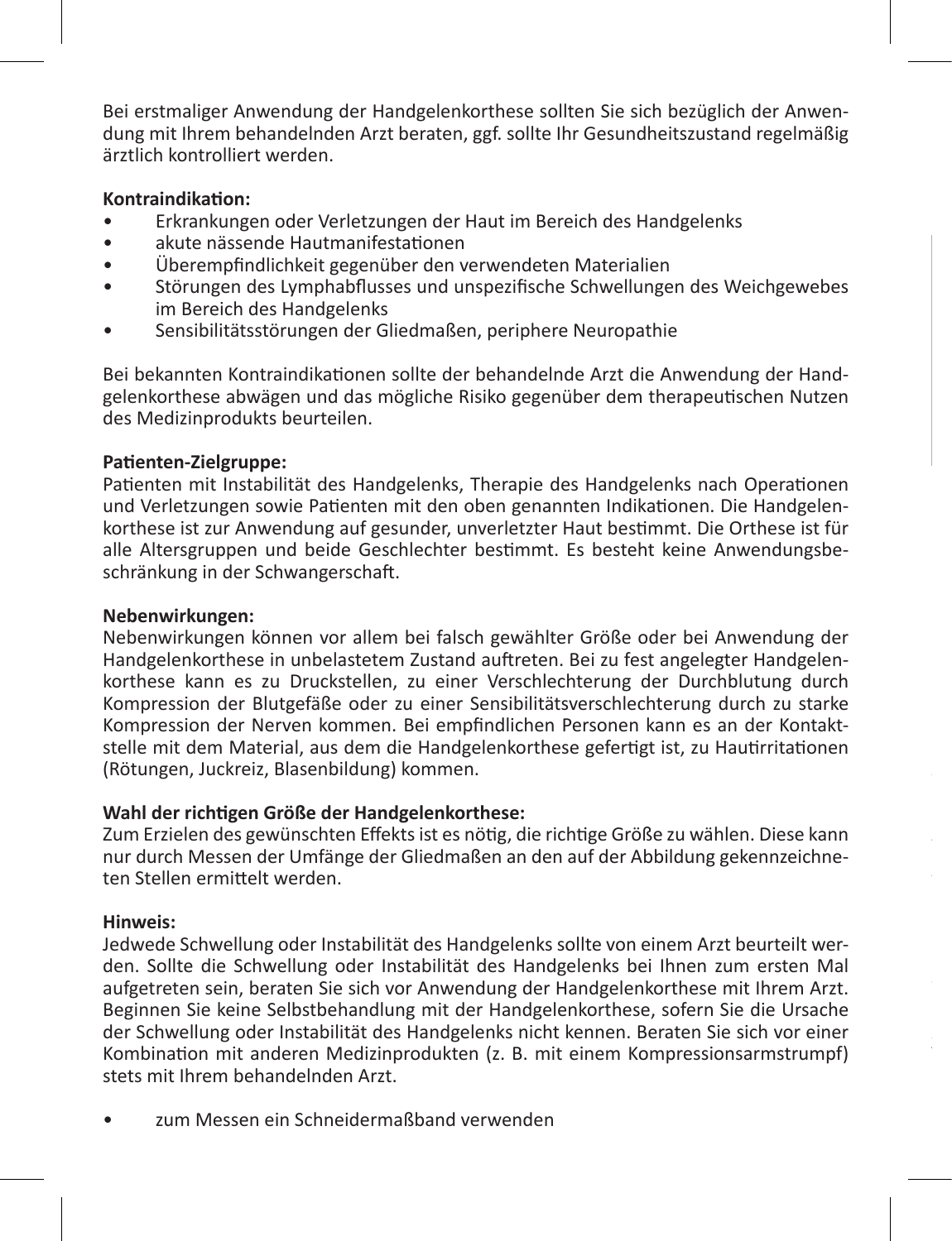Bei erstmaliger Anwendung der Handgelenkorthese sollten Sie sich bezüglich der Anwendung mit Ihrem behandelnden Arzt beraten, ggf. sollte Ihr Gesundheitszustand regelmäßig ärztlich kontrolliert werden.

**Kontraindikation:**

- Erkrankungen oder Verletzungen der Haut im Bereich des Handgelenks
- akute nässende Hautmanifestationen
- Überempfindlichkeit gegenüber den verwendeten Materialien
- Störungen des Lymphabflusses und unspezifische Schwellungen des Weichgewebes im Bereich des Handgelenks
- Sensibilitätsstörungen der Gliedmaßen, periphere Neuropathie

Bei bekannten Kontraindikationen sollte der behandelnde Arzt die Anwendung der Handgelenkorthese abwägen und das mögliche Risiko gegenüber dem therapeutischen Nutzen des Medizinprodukts beurteilen.

**Patienten-Zielgruppe:**
Patienten mit Instabilität des Handgelenks, Therapie des Handgelenks nach Operationen und Verletzungen sowie Patienten mit den oben genannten Indikationen. Die Handgelenkorthese ist zur Anwendung auf gesunder, unverletzter Haut bestimmt. Die Orthese ist für alle Altersgruppen und beide Geschlechter bestimmt. Es besteht keine Anwendungsbeschränkung in der Schwangerschaft.

**Nebenwirkungen:**
Nebenwirkungen können vor allem bei falsch gewählter Größe oder bei Anwendung der Handgelenkorthese in unbelastetem Zustand auftreten. Bei zu fest angelegter Handgelenkorthese kann es zu Druckstellen, zu einer Verschlechterung der Durchblutung durch Kompression der Blutgefäße oder zu einer Sensibilitätsverschlechterung durch zu starke Kompression der Nerven kommen. Bei empfindlichen Personen kann es an der Kontaktstelle mit dem Material, aus dem die Handgelenkorthese gefertigt ist, zu Hautirritationen (Rötungen, Juckreiz, Blasenbildung) kommen.

**Wahl der richtigen Größe der Handgelenkorthese:**
Zum Erzielen des gewünschten Effekts ist es nötig, die richtige Größe zu wählen. Diese kann nur durch Messen der Umfänge der Gliedmaßen an den auf der Abbildung gekennzeichneten Stellen ermittelt werden.

**Hinweis:**
Jedwede Schwellung oder Instabilität des Handgelenks sollte von einem Arzt beurteilt werden. Sollte die Schwellung oder Instabilität des Handgelenks bei Ihnen zum ersten Mal aufgetreten sein, beraten Sie sich vor Anwendung der Handgelenkorthese mit Ihrem Arzt. Beginnen Sie keine Selbstbehandlung mit der Handgelenkorthese, sofern Sie die Ursache der Schwellung oder Instabilität des Handgelenks nicht kennen. Beraten Sie sich vor einer Kombination mit anderen Medizinprodukten (z. B. mit einem Kompressionsarmstrumpf) stets mit Ihrem behandelnden Arzt.

- zum Messen ein Schneidermaßband verwenden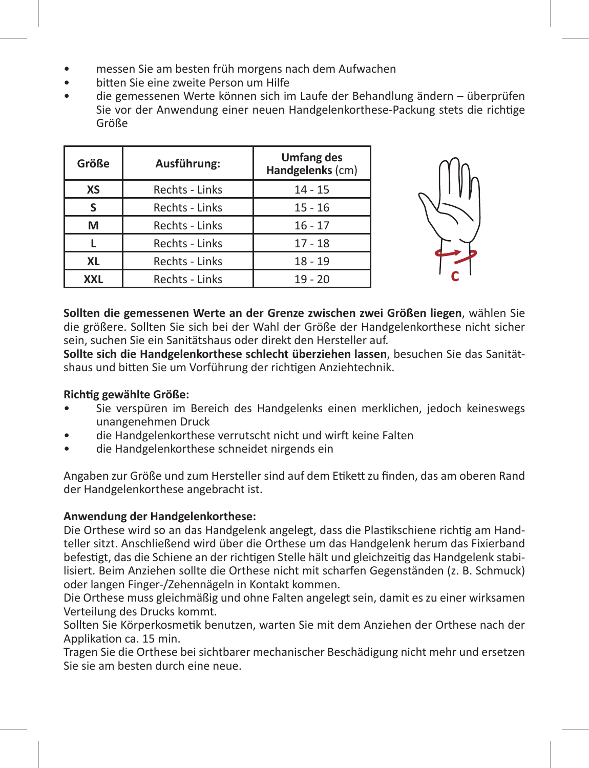- messen Sie am besten früh morgens nach dem Aufwachen
- bitten Sie eine zweite Person um Hilfe
- die gemessenen Werte können sich im Laufe der Behandlung ändern – überprüfen Sie vor der Anwendung einer neuen Handgelenkorthese-Packung stets die richtige Größe

| Größe | Ausführung: | Umfang des Handgelenks (cm) |
|---|---|---|
| XS | Rechts - Links | 14 - 15 |
| S | Rechts - Links | 15 - 16 |
| M | Rechts - Links | 16 - 17 |
| L | Rechts - Links | 17 - 18 |
| XL | Rechts - Links | 18 - 19 |
| XXL | Rechts - Links | 19 - 20 |

**Sollten die gemessenen Werte an der Grenze zwischen zwei Größen liegen**, wählen Sie die größere. Sollten Sie sich bei der Wahl der Größe der Handgelenkorthese nicht sicher sein, suchen Sie ein Sanitätshaus oder direkt den Hersteller auf.
**Sollte sich die Handgelenkorthese schlecht überziehen lassen**, besuchen Sie das Sanitätshaus und bitten Sie um Vorführung der richtigen Anziehtechnik.

**Richtig gewählte Größe:**

- Sie verspüren im Bereich des Handgelenks einen merklichen, jedoch keineswegs unangenehmen Druck
- die Handgelenkorthese verrutscht nicht und wirft keine Falten
- die Handgelenkorthese schneidet nirgends ein

Angaben zur Größe und zum Hersteller sind auf dem Etikett zu finden, das am oberen Rand der Handgelenkorthese angebracht ist.

**Anwendung der Handgelenkorthese:**
Die Orthese wird so an das Handgelenk angelegt, dass die Plastikschiene richtig am Handteller sitzt. Anschließend wird über die Orthese um das Handgelenk herum das Fixierband befestigt, das die Schiene an der richtigen Stelle hält und gleichzeitig das Handgelenk stabilisiert. Beim Anziehen sollte die Orthese nicht mit scharfen Gegenständen (z. B. Schmuck) oder langen Finger-/Zehennägeln in Kontakt kommen.
Die Orthese muss gleichmäßig und ohne Falten angelegt sein, damit es zu einer wirksamen Verteilung des Drucks kommt.
Sollten Sie Körperkosmetik benutzen, warten Sie mit dem Anziehen der Orthese nach der Applikation ca. 15 min.
Tragen Sie die Orthese bei sichtbarer mechanischer Beschädigung nicht mehr und ersetzen Sie sie am besten durch eine neue.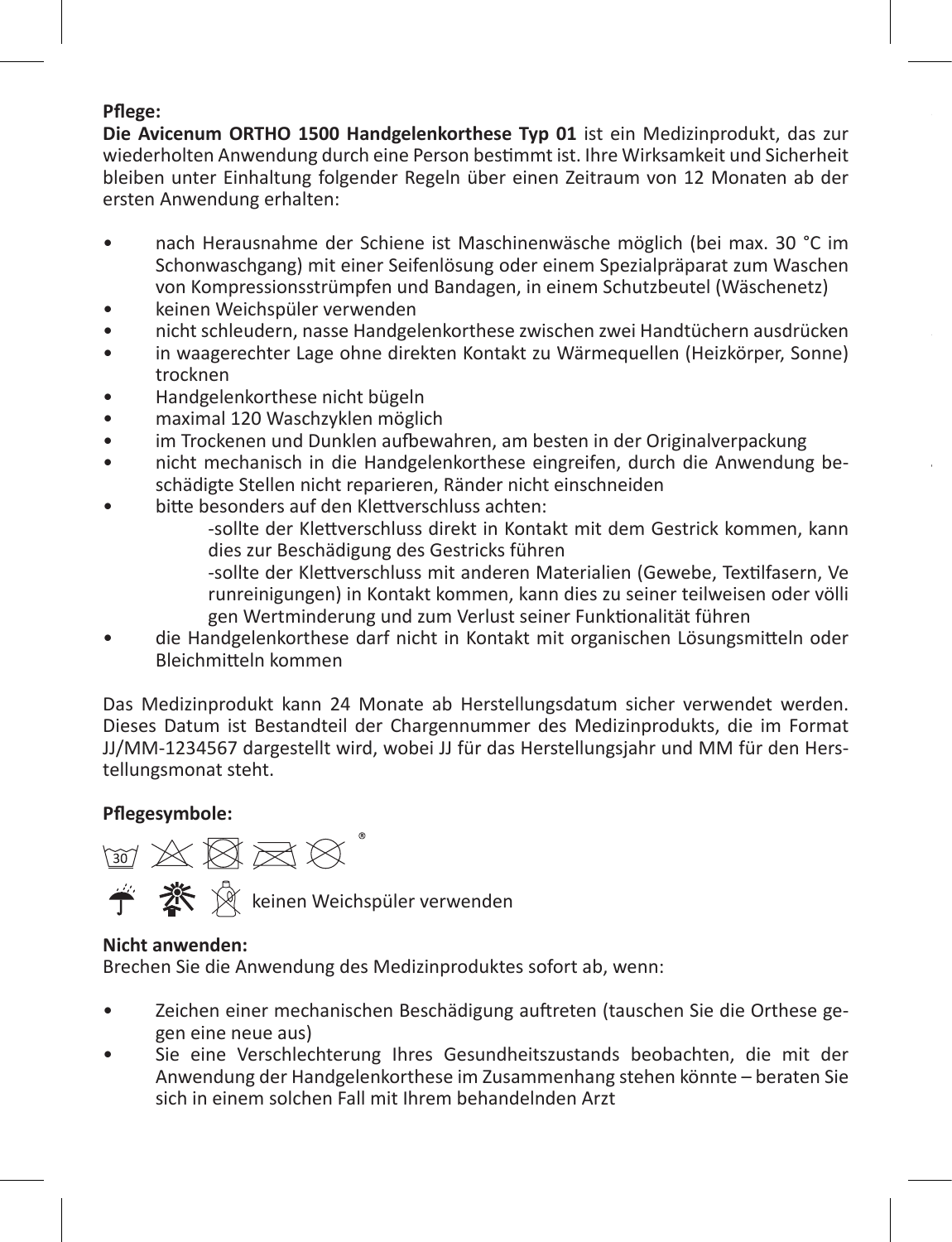**Pflege:**
**Die Avicenum ORTHO 1500 Handgelenkorthese Typ 01** ist ein Medizinprodukt, das zur wiederholten Anwendung durch eine Person bestimmt ist. Ihre Wirksamkeit und Sicherheit bleiben unter Einhaltung folgender Regeln über einen Zeitraum von 12 Monaten ab der ersten Anwendung erhalten:

- nach Herausnahme der Schiene ist Maschinenwäsche möglich (bei max. 30 °C im Schonwaschgang) mit einer Seifenlösung oder einem Spezialpräparat zum Waschen von Kompressionsstrümpfen und Bandagen, in einem Schutzbeutel (Wäschenetz)
- keinen Weichspüler verwenden
- nicht schleudern, nasse Handgelenkorthese zwischen zwei Handtüchern ausdrücken
- in waagerechter Lage ohne direkten Kontakt zu Wärmequellen (Heizkörper, Sonne) trocknen
- Handgelenkorthese nicht bügeln
- maximal 120 Waschzyklen möglich
- im Trockenen und Dunklen aufbewahren, am besten in der Originalverpackung
- nicht mechanisch in die Handgelenkorthese eingreifen, durch die Anwendung beschädigte Stellen nicht reparieren, Ränder nicht einschneiden
- bitte besonders auf den Klettverschluss achten:
  - -sollte der Klettverschluss direkt in Kontakt mit dem Gestrick kommen, kann dies zur Beschädigung des Gestricks führen
  - -sollte der Klettverschluss mit anderen Materialien (Gewebe, Textilfasern, Verunreinigungen) in Kontakt kommen, kann dies zu seiner teilweisen oder völligen Wertminderung und zum Verlust seiner Funktionalität führen
- die Handgelenkorthese darf nicht in Kontakt mit organischen Lösungsmitteln oder Bleichmitteln kommen

Das Medizinprodukt kann 24 Monate ab Herstellungsdatum sicher verwendet werden. Dieses Datum ist Bestandteil der Chargennummer des Medizinprodukts, die im Format JJ/MM-1234567 dargestellt wird, wobei JJ für das Herstellungsjahr und MM für den Herstellungsmonat steht.

**Pflegesymbole:**

keinen Weichspüler verwenden

**Nicht anwenden:**
Brechen Sie die Anwendung des Medizinproduktes sofort ab, wenn:

- Zeichen einer mechanischen Beschädigung auftreten (tauschen Sie die Orthese gegen eine neue aus)
- Sie eine Verschlechterung Ihres Gesundheitszustands beobachten, die mit der Anwendung der Handgelenkorthese im Zusammenhang stehen könnte – beraten Sie sich in einem solchen Fall mit Ihrem behandelnden Arzt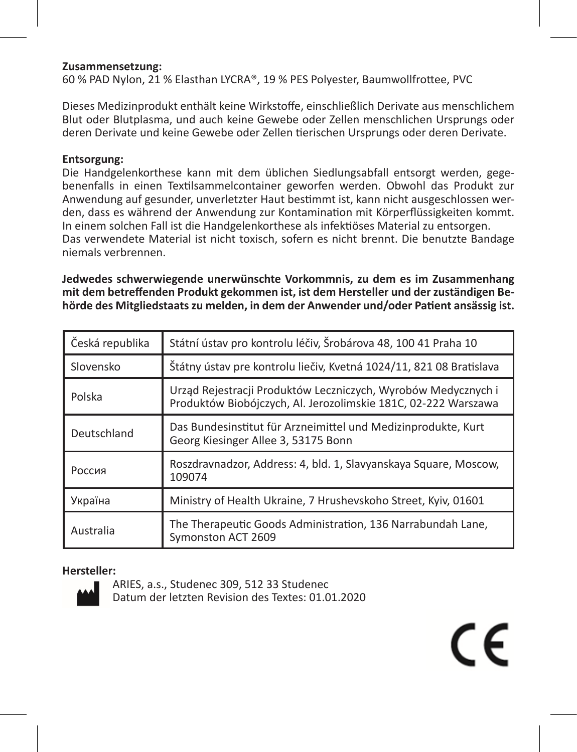**Zusammensetzung:**
60 % PAD Nylon, 21 % Elasthan LYCRA®, 19 % PES Polyester, Baumwollfrottee, PVC

Dieses Medizinprodukt enthält keine Wirkstoffe, einschließlich Derivate aus menschlichem Blut oder Blutplasma, und auch keine Gewebe oder Zellen menschlichen Ursprungs oder deren Derivate und keine Gewebe oder Zellen tierischen Ursprungs oder deren Derivate.

**Entsorgung:**
Die Handgelenkorthese kann mit dem üblichen Siedlungsabfall entsorgt werden, gegebenenfalls in einen Textilsammelcontainer geworfen werden. Obwohl das Produkt zur Anwendung auf gesunder, unverletzter Haut bestimmt ist, kann nicht ausgeschlossen werden, dass es während der Anwendung zur Kontamination mit Körperflüssigkeiten kommt. In einem solchen Fall ist die Handgelenkorthese als infektiöses Material zu entsorgen.
Das verwendete Material ist nicht toxisch, sofern es nicht brennt. Die benutzte Bandage niemals verbrennen.

**Jedwedes schwerwiegende unerwünschte Vorkommnis, zu dem es im Zusammenhang mit dem betreffenden Produkt gekommen ist, ist dem Hersteller und der zuständigen Behörde des Mitgliedstaats zu melden, in dem der Anwender und/oder Patient ansässig ist.**

| | |
|---|---|
| Česká republika | Státní ústav pro kontrolu léčiv, Šrobárova 48, 100 41 Praha 10 |
| Slovensko | Štátny ústav pre kontrolu liečiv, Kvetná 1024/11, 821 08 Bratislava |
| Polska | Urząd Rejestracji Produktów Leczniczych, Wyrobów Medycznych i Produktów Biobójczych, Al. Jerozolimskie 181C, 02-222 Warszawa |
| Deutschland | Das Bundesinstitut für Arzneimittel und Medizinprodukte, Kurt Georg Kiesinger Allee 3, 53175 Bonn |
| Россия | Roszdravnadzor, Address: 4, bld. 1, Slavyanskaya Square, Moscow, 109074 |
| Україна | Ministry of Health Ukraine, 7 Hrushevskoho Street, Kyiv, 01601 |
| Australia | The Therapeutic Goods Administration, 136 Narrabundah Lane, Symonston ACT 2609 |

**Hersteller:**
ARIES, a.s., Studenec 309, 512 33 Studenec
Datum der letzten Revision des Textes: 01.01.2020

CE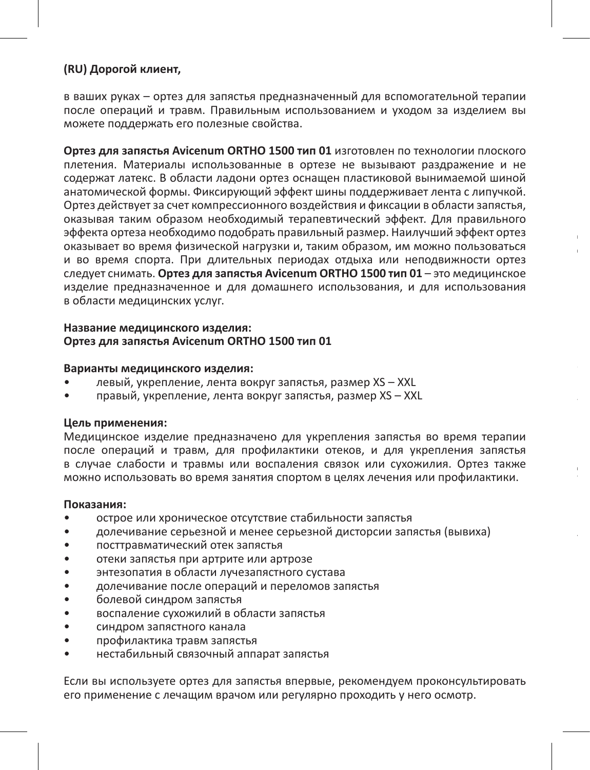**(RU) Дорогой клиент,**

в ваших руках – ортез для запястья предназначенный для вспомогательной терапии после операций и травм. Правильным использованием и уходом за изделием вы можете поддержать его полезные свойства.

**Ортез для запястья Avicenum ORTHO 1500 тип 01** изготовлен по технологии плоского плетения. Материалы использованные в ортезе не вызывают раздражение и не содержат латекс. В области ладони ортез оснащен пластиковой вынимаемой шиной анатомической формы. Фиксирующий эффект шины поддерживает лента с липучкой. Ортез действует за счет компрессионного воздействия и фиксации в области запястья, оказывая таким образом необходимый терапевтический эффект. Для правильного эффекта ортеза необходимо подобрать правильный размер. Наилучший эффект ортез оказывает во время физической нагрузки и, таким образом, им можно пользоваться и во время спорта. При длительных периодах отдыха или неподвижности ортез следует снимать. **Ортез для запястья Avicenum ORTHO 1500 тип 01** – это медицинское изделие предназначенное и для домашнего использования, и для использования в области медицинских услуг.

**Название медицинского изделия:**
**Ортез для запястья Avicenum ORTHO 1500 тип 01**

**Варианты медицинского изделия:**

- левый, укрепление, лента вокруг запястья, размер XS – XXL
- правый, укрепление, лента вокруг запястья, размер XS – XXL

**Цель применения:**
Медицинское изделие предназначено для укрепления запястья во время терапии после операций и травм, для профилактики отеков, и для укрепления запястья в случае слабости и травмы или воспаления связок или сухожилия. Ортез также можно использовать во время занятия спортом в целях лечения или профилактики.

**Показания:**

- острое или хроническое отсутствие стабильности запястья
- долечивание серьезной и менее серьезной дисторсии запястья (вывиха)
- посттравматический отек запястья
- отеки запястья при артрите или артрозе
- энтезопатия в области лучезапястного сустава
- долечивание после операций и переломов запястья
- болевой синдром запястья
- воспаление сухожилий в области запястья
- синдром запястного канала
- профилактика травм запястья
- нестабильный связочный аппарат запястья

Если вы используете ортез для запястья впервые, рекомендуем проконсультировать его применение с лечащим врачом или регулярно проходить у него осмотр.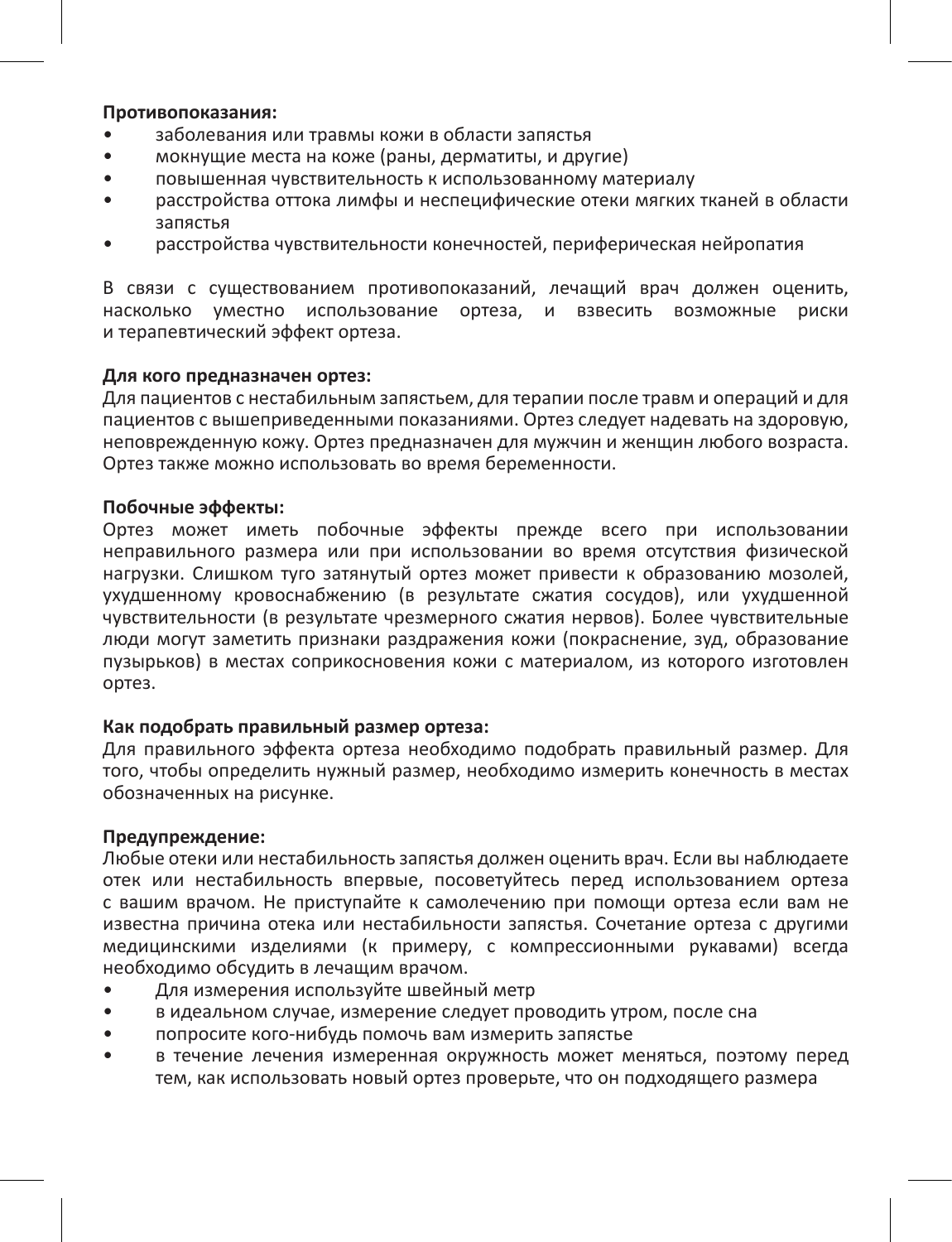**Противопоказания:**

- заболевания или травмы кожи в области запястья
- мокнущие места на коже (раны, дерматиты, и другие)
- повышенная чувствительность к использованному материалу
- расстройства оттока лимфы и неспецифические отеки мягких тканей в области запястья
- расстройства чувствительности конечностей, периферическая нейропатия

В связи с существованием противопоказаний, лечащий врач должен оценить, насколько уместно использование ортеза, и взвесить возможные риски и терапевтический эффект ортеза.

**Для кого предназначен ортез:**

Для пациентов с нестабильным запястьем, для терапии после травм и операций и для пациентов с вышеприведенными показаниями. Ортез следует надевать на здоровую, неповрежденную кожу. Ортез предназначен для мужчин и женщин любого возраста. Ортез также можно использовать во время беременности.

**Побочные эффекты:**

Ортез может иметь побочные эффекты прежде всего при использовании неправильного размера или при использовании во время отсутствия физической нагрузки. Слишком туго затянутый ортез может привести к образованию мозолей, ухудшенному кровоснабжению (в результате сжатия сосудов), или ухудшенной чувствительности (в результате чрезмерного сжатия нервов). Более чувствительные люди могут заметить признаки раздражения кожи (покраснение, зуд, образование пузырьков) в местах соприкосновения кожи с материалом, из которого изготовлен ортез.

**Как подобрать правильный размер ортеза:**

Для правильного эффекта ортеза необходимо подобрать правильный размер. Для того, чтобы определить нужный размер, необходимо измерить конечность в местах обозначенных на рисунке.

**Предупреждение:**

Любые отеки или нестабильность запястья должен оценить врач. Если вы наблюдаете отек или нестабильность впервые, посоветуйтесь перед использованием ортеза с вашим врачом. Не приступайте к самолечению при помощи ортеза если вам не известна причина отека или нестабильности запястья. Сочетание ортеза с другими медицинскими изделиями (к примеру, с компрессионными рукавами) всегда необходимо обсудить в лечащим врачом.

- Для измерения используйте швейный метр
- в идеальном случае, измерение следует проводить утром, после сна
- попросите кого-нибудь помочь вам измерить запястье
- в течение лечения измеренная окружность может меняться, поэтому перед тем, как использовать новый ортез проверьте, что он подходящего размера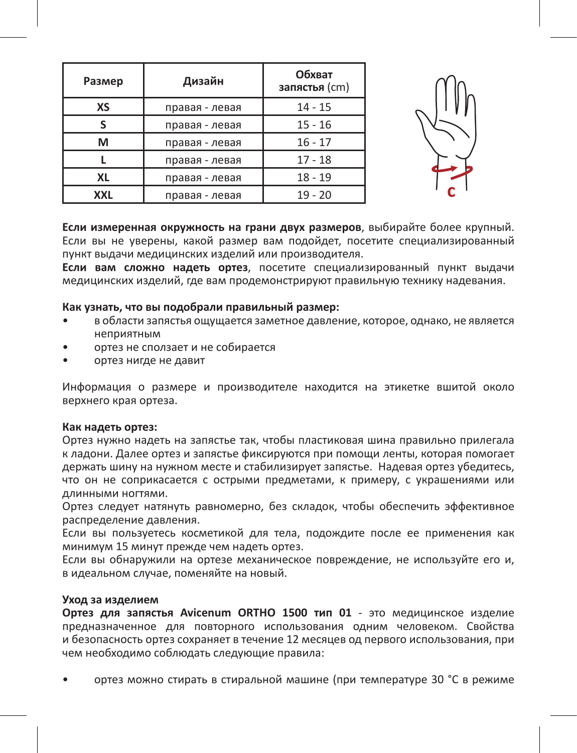| Размер | Дизайн | Обхват запястья (cm) |
|---|---|---|
| XS | правая - левая | 14 - 15 |
| S | правая - левая | 15 - 16 |
| M | правая - левая | 16 - 17 |
| L | правая - левая | 17 - 18 |
| XL | правая - левая | 18 - 19 |
| XXL | правая - левая | 19 - 20 |

C

**Если измеренная окружность на грани двух размеров**, выбирайте более крупный. Если вы не уверены, какой размер вам подойдет, посетите специализированный пункт выдачи медицинских изделий или производителя.

**Если вам сложно надеть ортез**, посетите специализированный пункт выдачи медицинских изделий, где вам продемонстрируют правильную технику надевания.

**Как узнать, что вы подобрали правильный размер:**

- в области запястья ощущается заметное давление, которое, однако, не является неприятным
- ортез не сползает и не собирается
- ортез нигде не давит

Информация о размере и производителе находится на этикетке вшитой около верхнего края ортеза.

**Как надеть ортез:**

Ортез нужно надеть на запястье так, чтобы пластиковая шина правильно прилегала к ладони. Далее ортез и запястье фиксируются при помощи ленты, которая помогает держать шину на нужном месте и стабилизирует запястье. Надевая ортез убедитесь, что он не соприкасается с острыми предметами, к примеру, с украшениями или длинными ногтями.

Ортез следует натянуть равномерно, без складок, чтобы обеспечить эффективное распределение давления.

Если вы пользуетесь косметикой для тела, подождите после ее применения как минимум 15 минут прежде чем надеть ортез.

Если вы обнаружили на ортезе механическое повреждение, не используйте его и, в идеальном случае, поменяйте на новый.

**Уход за изделием**

**Ортез для запястья Avicenum ORTHO 1500 тип 01** - это медицинское изделие предназначенное для повторного использования одним человеком. Свойства и безопасность ортез сохраняет в течение 12 месяцев од первого использования, при чем необходимо соблюдать следующие правила:

- ортез можно стирать в стиральной машине (при температуре 30 °C в режиме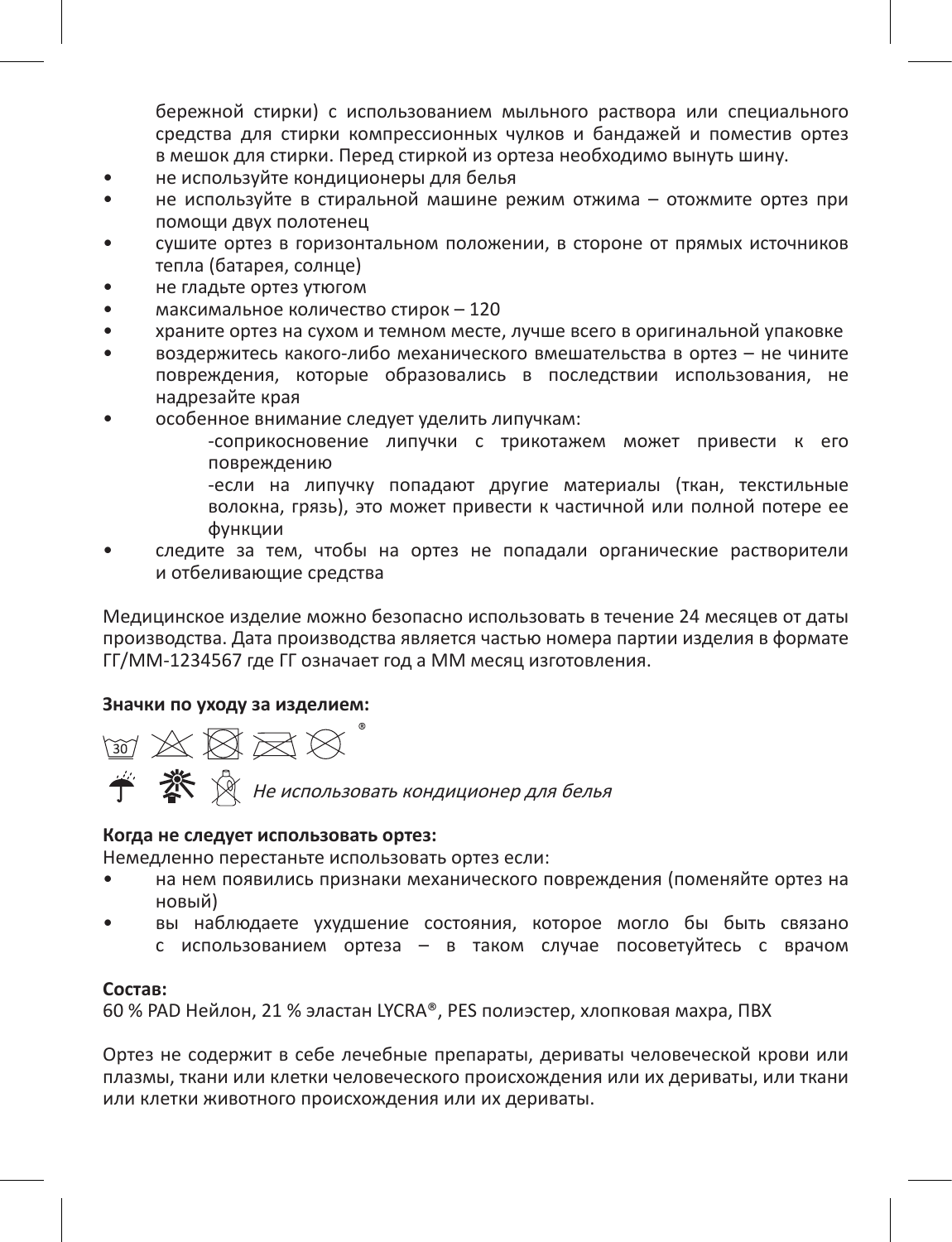бережной стирки) с использованием мыльного раствора или специального средства для стирки компрессионных чулков и бандажей и поместив ортез в мешок для стирки. Перед стиркой из ортеза необходимо вынуть шину.

- не используйте кондиционеры для белья
- не используйте в стиральной машине режим отжима – отожмите ортез при помощи двух полотенец
- сушите ортез в горизонтальном положении, в стороне от прямых источников тепла (батарея, солнце)
- не гладьте ортез утюгом
- максимальное количество стирок – 120
- храните ортез на сухом и темном месте, лучше всего в оригинальной упаковке
- воздержитесь какого-либо механического вмешательства в ортез – не чините повреждения, которые образовались в последствии использования, не надрезайте края
- особенное внимание следует уделить липучкам:
  - -соприкосновение липучки с трикотажем может привести к его повреждению
  - -если на липучку попадают другие материалы (ткан, текстильные волокна, грязь), это может привести к частичной или полной потере ее функции
- следите за тем, чтобы на ортез не попадали органические растворители и отбеливающие средства

Медицинское изделие можно безопасно использовать в течение 24 месяцев от даты производства. Дата производства является частью номера партии изделия в формате ГГ/ММ-1234567 где ГГ означает год а ММ месяц изготовления.

**Значки по уходу за изделием:**

30 ®

*Не использовать кондиционер для белья*

**Когда не следует использовать ортез:**

Немедленно перестаньте использовать ортез если:

- на нем появились признаки механического повреждения (поменяйте ортез на новый)
- вы наблюдаете ухудшение состояния, которое могло бы быть связано с использованием ортеза – в таком случае посоветуйтесь с врачом

**Состав:**

60 % PAD Нейлон, 21 % эластан LYCRA®, PES полиэстер, хлопковая махра, ПВХ

Ортез не содержит в себе лечебные препараты, дериваты человеческой крови или плазмы, ткани или клетки человеческого происхождения или их дериваты, или ткани или клетки животного происхождения или их дериваты.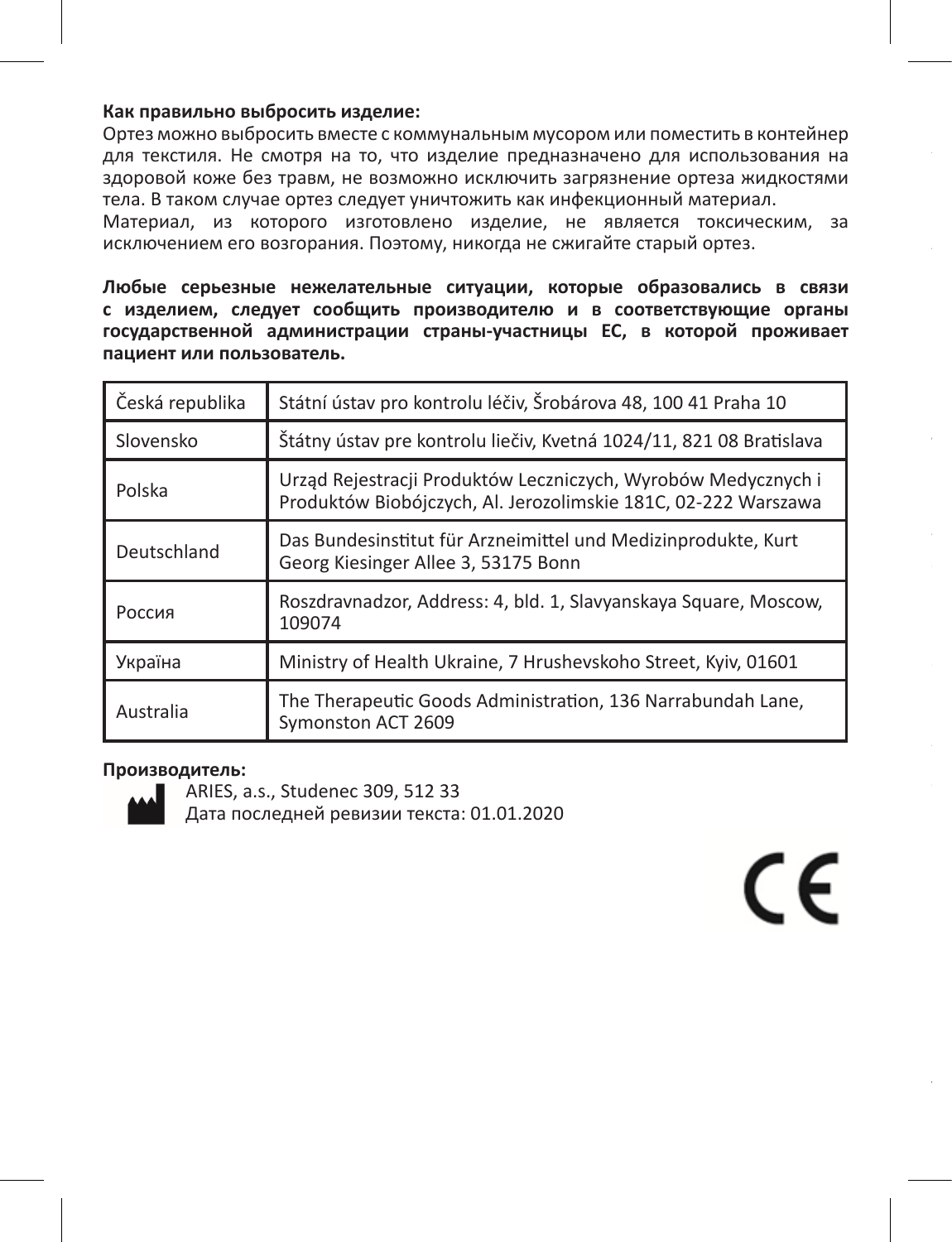**Как правильно выбросить изделие:**
Ортез можно выбросить вместе с коммунальным мусором или поместить в контейнер для текстиля. Не смотря на то, что изделие предназначено для использования на здоровой коже без травм, не возможно исключить загрязнение ортеза жидкостями тела. В таком случае ортез следует уничтожить как инфекционный материал.
Материал, из которого изготовлено изделие, не является токсическим, за исключением его возгорания. Поэтому, никогда не сжигайте старый ортез.

**Любые серьезные нежелательные ситуации, которые образовались в связи с изделием, следует сообщить производителю и в соответствующие органы государственной администрации страны-участницы ЕС, в которой проживает пациент или пользователь.**

| Česká republika | Státní ústav pro kontrolu léčiv, Šrobárova 48, 100 41 Praha 10 |
|---|---|
| Slovensko | Štátny ústav pre kontrolu liečiv, Kvetná 1024/11, 821 08 Bratislava |
| Polska | Urząd Rejestracji Produktów Leczniczych, Wyrobów Medycznych i Produktów Biobójczych, Al. Jerozolimskie 181C, 02-222 Warszawa |
| Deutschland | Das Bundesinstitut für Arzneimittel und Medizinprodukte, Kurt Georg Kiesinger Allee 3, 53175 Bonn |
| Россия | Roszdravnadzor, Address: 4, bld. 1, Slavyanskaya Square, Moscow, 109074 |
| Україна | Ministry of Health Ukraine, 7 Hrushevskoho Street, Kyiv, 01601 |
| Australia | The Therapeutic Goods Administration, 136 Narrabundah Lane, Symonston ACT 2609 |

**Производитель:**
ARIES, a.s., Studenec 309, 512 33
Дата последней ревизии текста: 01.01.2020

CE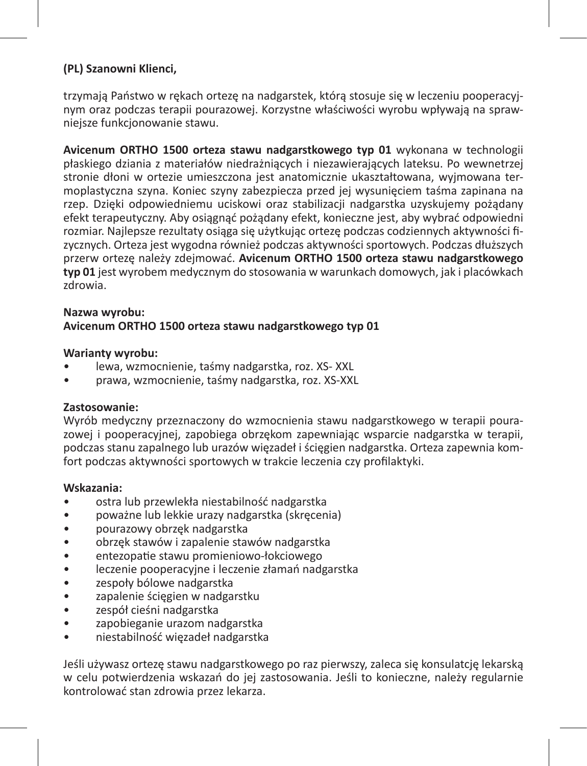**(PL) Szanowni Klienci,**

trzymają Państwo w rękach ortezę na nadgarstek, którą stosuje się w leczeniu pooperacyjnym oraz podczas terapii pourazowej. Korzystne właściwości wyrobu wpływają na sprawniejsze funkcjonowanie stawu.

**Avicenum ORTHO 1500 orteza stawu nadgarstkowego typ 01** wykonana w technologii płaskiego dziania z materiałów niedrażniących i niezawierających lateksu. Po wewnetrzej stronie dłoni w ortezie umieszczona jest anatomicznie ukształtowana, wyjmowana termoplastyczna szyna. Koniec szyny zabezpiecza przed jej wysunięciem taśma zapinana na rzep. Dzięki odpowiedniemu uciskowi oraz stabilizacji nadgarstka uzyskujemy pożądany efekt terapeutyczny. Aby osiągnąć pożądany efekt, konieczne jest, aby wybrać odpowiedni rozmiar. Najlepsze rezultaty osiąga się użytkując ortezę podczas codziennych aktywności fizycznych. Orteza jest wygodna również podczas aktywności sportowych. Podczas dłuższych przerw ortezę należy zdejmować. **Avicenum ORTHO 1500 orteza stawu nadgarstkowego typ 01** jest wyrobem medycznym do stosowania w warunkach domowych, jak i placówkach zdrowia.

**Nazwa wyrobu:**
**Avicenum ORTHO 1500 orteza stawu nadgarstkowego typ 01**

**Warianty wyrobu:**

- lewa, wzmocnienie, taśmy nadgarstka, roz. XS- XXL
- prawa, wzmocnienie, taśmy nadgarstka, roz. XS-XXL

**Zastosowanie:**
Wyrób medyczny przeznaczony do wzmocnienia stawu nadgarstkowego w terapii pourazowej i pooperacyjnej, zapobiega obrzękom zapewniając wsparcie nadgarstka w terapii, podczas stanu zapalnego lub urazów więzadeł i ścięgien nadgarstka. Orteza zapewnia komfort podczas aktywności sportowych w trakcie leczenia czy profilaktyki.

**Wskazania:**

- ostra lub przewlekła niestabilność nadgarstka
- poważne lub lekkie urazy nadgarstka (skręcenia)
- pourazowy obrzęk nadgarstka
- obrzęk stawów i zapalenie stawów nadgarstka
- entezopatie stawu promieniowo-łokciowego
- leczenie pooperacyjne i leczenie złamań nadgarstka
- zespoły bólowe nadgarstka
- zapalenie ścięgien w nadgarstku
- zespół cieśni nadgarstka
- zapobieganie urazom nadgarstka
- niestabilność więzadeł nadgarstka

Jeśli używasz ortezę stawu nadgarstkowego po raz pierwszy, zaleca się konsulatcję lekarską w celu potwierdzenia wskazań do jej zastosowania. Jeśli to konieczne, należy regularnie kontrolować stan zdrowia przez lekarza.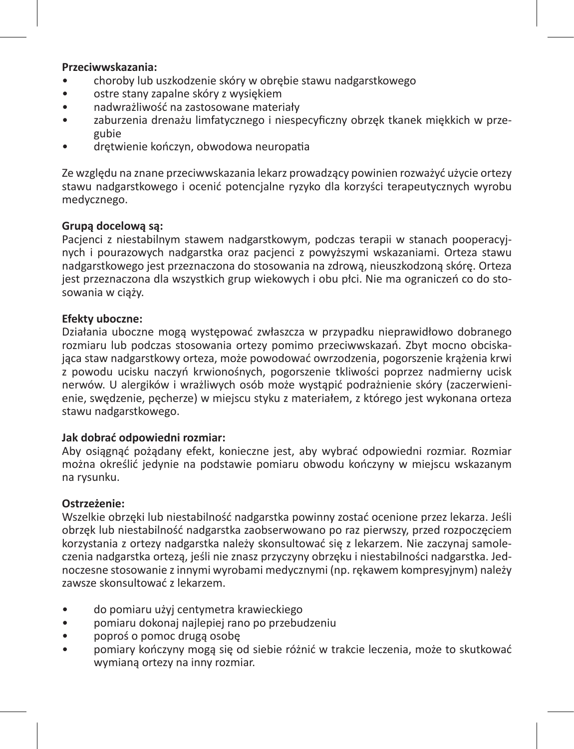**Przeciwwskazania:**

- choroby lub uszkodzenie skóry w obrębie stawu nadgarstkowego
- ostre stany zapalne skóry z wysiękiem
- nadwrażliwość na zastosowane materiały
- zaburzenia drenażu limfatycznego i niespecyficzny obrzęk tkanek miękkich w przegubie
- drętwienie kończyn, obwodowa neuropatia

Ze względu na znane przeciwwskazania lekarz prowadzący powinien rozważyć użycie ortezy stawu nadgarstkowego i ocenić potencjalne ryzyko dla korzyści terapeutycznych wyrobu medycznego.

**Grupą docelową są:**
Pacjenci z niestabilnym stawem nadgarstkowym, podczas terapii w stanach pooperacyjnych i pourazowych nadgarstka oraz pacjenci z powyższymi wskazaniami. Orteza stawu nadgarstkowego jest przeznaczona do stosowania na zdrową, nieuszkodzoną skórę. Orteza jest przeznaczona dla wszystkich grup wiekowych i obu płci. Nie ma ograniczeń co do stosowania w ciąży.

**Efekty uboczne:**
Działania uboczne mogą występować zwłaszcza w przypadku nieprawidłowo dobranego rozmiaru lub podczas stosowania ortezy pomimo przeciwwskazań. Zbyt mocno obciskająca staw nadgarstkowy orteza, może powodować owrzodzenia, pogorszenie krążenia krwi z powodu ucisku naczyń krwionośnych, pogorszenie tkliwości poprzez nadmierny ucisk nerwów. U alergików i wrażliwych osób może wystąpić podrażnienie skóry (zaczerwienienie, swędzenie, pęcherze) w miejscu styku z materiałem, z którego jest wykonana orteza stawu nadgarstkowego.

**Jak dobrać odpowiedni rozmiar:**
Aby osiągnąć pożądany efekt, konieczne jest, aby wybrać odpowiedni rozmiar. Rozmiar można określić jedynie na podstawie pomiaru obwodu kończyny w miejscu wskazanym na rysunku.

**Ostrzeżenie:**
Wszelkie obrzęki lub niestabilność nadgarstka powinny zostać ocenione przez lekarza. Jeśli obrzęk lub niestabilność nadgarstka zaobserwowano po raz pierwszy, przed rozpoczęciem korzystania z ortezy nadgarstka należy skonsultować się z lekarzem. Nie zaczynaj samoleczenia nadgarstka ortezą, jeśli nie znasz przyczyny obrzęku i niestabilności nadgarstka. Jednoczesne stosowanie z innymi wyrobami medycznymi (np. rękawem kompresyjnym) należy zawsze skonsultować z lekarzem.

- do pomiaru użyj centymetra krawieckiego
- pomiaru dokonaj najlepiej rano po przebudzeniu
- poproś o pomoc drugą osobę
- pomiary kończyny mogą się od siebie różnić w trakcie leczenia, może to skutkować wymianą ortezy na inny rozmiar.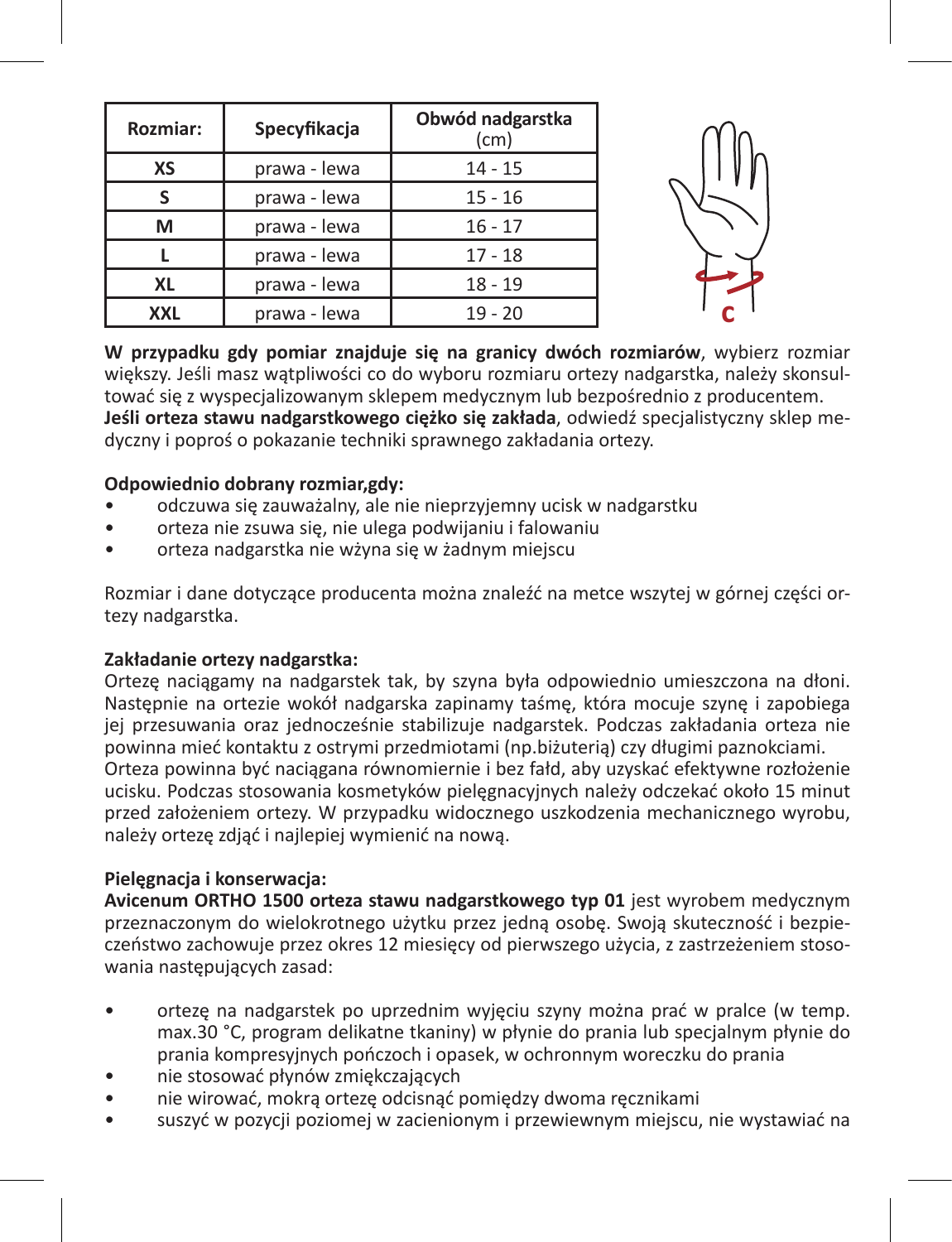| Rozmiar: | Specyfikacja | Obwód nadgarstka (cm) |
|---|---|---|
| XS | prawa - lewa | 14 - 15 |
| S | prawa - lewa | 15 - 16 |
| M | prawa - lewa | 16 - 17 |
| L | prawa - lewa | 17 - 18 |
| XL | prawa - lewa | 18 - 19 |
| XXL | prawa - lewa | 19 - 20 |

**W przypadku gdy pomiar znajduje się na granicy dwóch rozmiarów**, wybierz rozmiar większy. Jeśli masz wątpliwości co do wyboru rozmiaru ortezy nadgarstka, należy skonsultować się z wyspecjalizowanym sklepem medycznym lub bezpośrednio z producentem.
**Jeśli orteza stawu nadgarstkowego ciężko się zakłada**, odwiedź specjalistyczny sklep medyczny i poproś o pokazanie techniki sprawnego zakładania ortezy.

**Odpowiednio dobrany rozmiar,gdy:**

- odczuwa się zauważalny, ale nie nieprzyjemny ucisk w nadgarstku
- orteza nie zsuwa się, nie ulega podwijaniu i falowaniu
- orteza nadgarstka nie wżyna się w żadnym miejscu

Rozmiar i dane dotyczące producenta można znaleźć na metce wszytej w górnej części ortezy nadgarstka.

**Zakładanie ortezy nadgarstka:**
Ortezę naciągamy na nadgarstek tak, by szyna była odpowiednio umieszczona na dłoni. Następnie na ortezie wokół nadgarska zapinamy taśmę, która mocuje szynę i zapobiega jej przesuwania oraz jednocześnie stabilizuje nadgarstek. Podczas zakładania orteza nie powinna mieć kontaktu z ostrymi przedmiotami (np.biżuterią) czy długimi paznokciami.
Orteza powinna być naciągana równomiernie i bez fałd, aby uzyskać efektywne rozłożenie ucisku. Podczas stosowania kosmetyków pielęgnacyjnych należy odczekać około 15 minut przed założeniem ortezy. W przypadku widocznego uszkodzenia mechanicznego wyrobu, należy ortezę zdjąć i najlepiej wymienić na nową.

**Pielęgnacja i konserwacja:**
**Avicenum ORTHO 1500 orteza stawu nadgarstkowego typ 01** jest wyrobem medycznym przeznaczonym do wielokrotnego użytku przez jedną osobę. Swoją skuteczność i bezpieczeństwo zachowuje przez okres 12 miesięcy od pierwszego użycia, z zastrzeżeniem stosowania następujących zasad:

- ortezę na nadgarstek po uprzednim wyjęciu szyny można prać w pralce (w temp. max.30 °C, program delikatne tkaniny) w płynie do prania lub specjalnym płynie do prania kompresyjnych pończoch i opasek, w ochronnym woreczku do prania
- nie stosować płynów zmiękczających
- nie wirować, mokrą ortezę odcisnąć pomiędzy dwoma ręcznikami
- suszyć w pozycji poziomej w zacienionym i przewiewnym miejscu, nie wystawiać na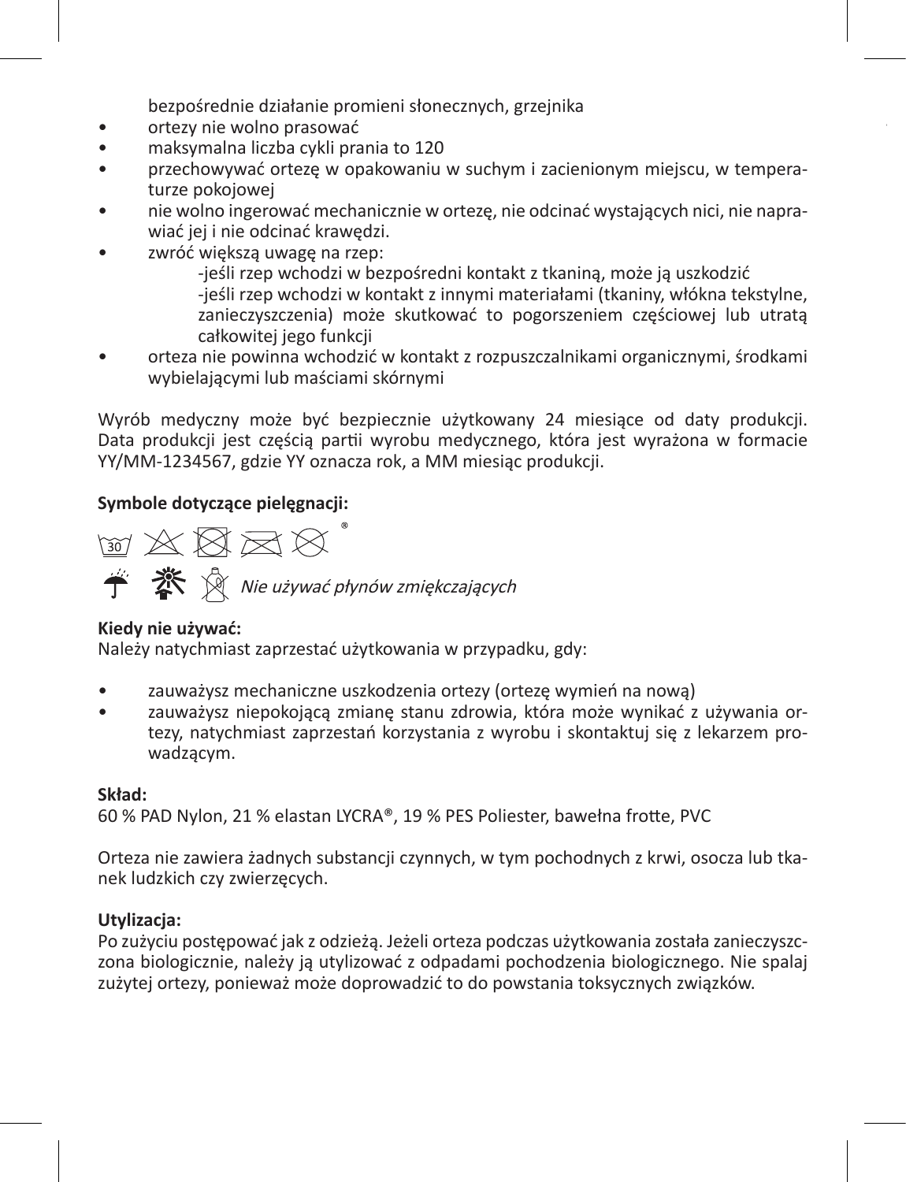bezpośrednie działanie promieni słonecznych, grzejnika

- ortezy nie wolno prasować
- maksymalna liczba cykli prania to 120
- przechowywać ortezę w opakowaniu w suchym i zacienionym miejscu, w temperaturze pokojowej
- nie wolno ingerować mechanicznie w ortezę, nie odcinać wystających nici, nie naprawiać jej i nie odcinać krawędzi.
- zwróć większą uwagę na rzep:
  - -jeśli rzep wchodzi w bezpośredni kontakt z tkaniną, może ją uszkodzić
  - -jeśli rzep wchodzi w kontakt z innymi materiałami (tkaniny, włókna tekstylne, zanieczyszczenia) może skutkować to pogorszeniem częściowej lub utratą całkowitej jego funkcji
- orteza nie powinna wchodzić w kontakt z rozpuszczalnikami organicznymi, środkami wybielającymi lub maściami skórnymi

Wyrób medyczny może być bezpiecznie użytkowany 24 miesiące od daty produkcji. Data produkcji jest częścią partii wyrobu medycznego, która jest wyrażona w formacie YY/MM-1234567, gdzie YY oznacza rok, a MM miesiąc produkcji.

**Symbole dotyczące pielęgnacji:**

30 ®

*Nie używać płynów zmiękczających*

**Kiedy nie używać:**
Należy natychmiast zaprzestać użytkowania w przypadku, gdy:

- zauważysz mechaniczne uszkodzenia ortezy (ortezę wymień na nową)
- zauważysz niepokojącą zmianę stanu zdrowia, która może wynikać z używania ortezy, natychmiast zaprzestań korzystania z wyrobu i skontaktuj się z lekarzem prowadzącym.

**Skład:**
60 % PAD Nylon, 21 % elastan LYCRA®, 19 % PES Poliester, bawełna frotte, PVC

Orteza nie zawiera żadnych substancji czynnych, w tym pochodnych z krwi, osocza lub tkanek ludzkich czy zwierzęcych.

**Utylizacja:**
Po zużyciu postępować jak z odzieżą. Jeżeli orteza podczas użytkowania została zanieczyszczona biologicznie, należy ją utylizować z odpadami pochodzenia biologicznego. Nie spalaj zużytej ortezy, ponieważ może doprowadzić to do powstania toksycznych związków.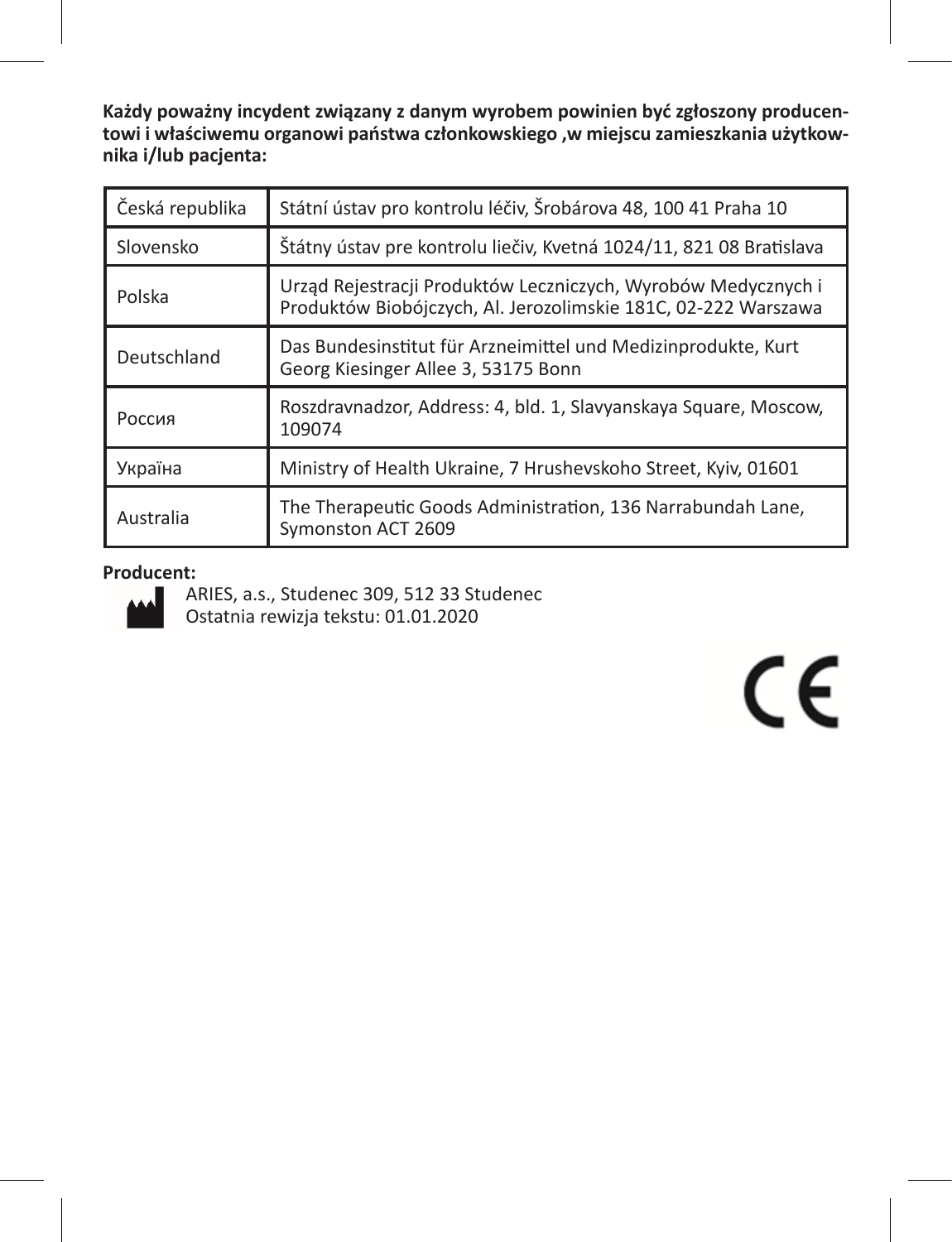**Każdy poważny incydent związany z danym wyrobem powinien być zgłoszony producentowi i właściwemu organowi państwa członkowskiego ,w miejscu zamieszkania użytkownika i/lub pacjenta:**

| Česká republika | Státní ústav pro kontrolu léčiv, Šrobárova 48, 100 41 Praha 10 |
|---|---|
| Slovensko | Štátny ústav pre kontrolu liečiv, Kvetná 1024/11, 821 08 Bratislava |
| Polska | Urząd Rejestracji Produktów Leczniczych, Wyrobów Medycznych i Produktów Biobójczych, Al. Jerozolimskie 181C, 02-222 Warszawa |
| Deutschland | Das Bundesinstitut für Arzneimittel und Medizinprodukte, Kurt Georg Kiesinger Allee 3, 53175 Bonn |
| Россия | Roszdravnadzor, Address: 4, bld. 1, Slavyanskaya Square, Moscow, 109074 |
| Україна | Ministry of Health Ukraine, 7 Hrushevskoho Street, Kyiv, 01601 |
| Australia | The Therapeutic Goods Administration, 136 Narrabundah Lane, Symonston ACT 2609 |

**Producent:**

ARIES, a.s., Studenec 309, 512 33 Studenec
Ostatnia rewizja tekstu: 01.01.2020

CE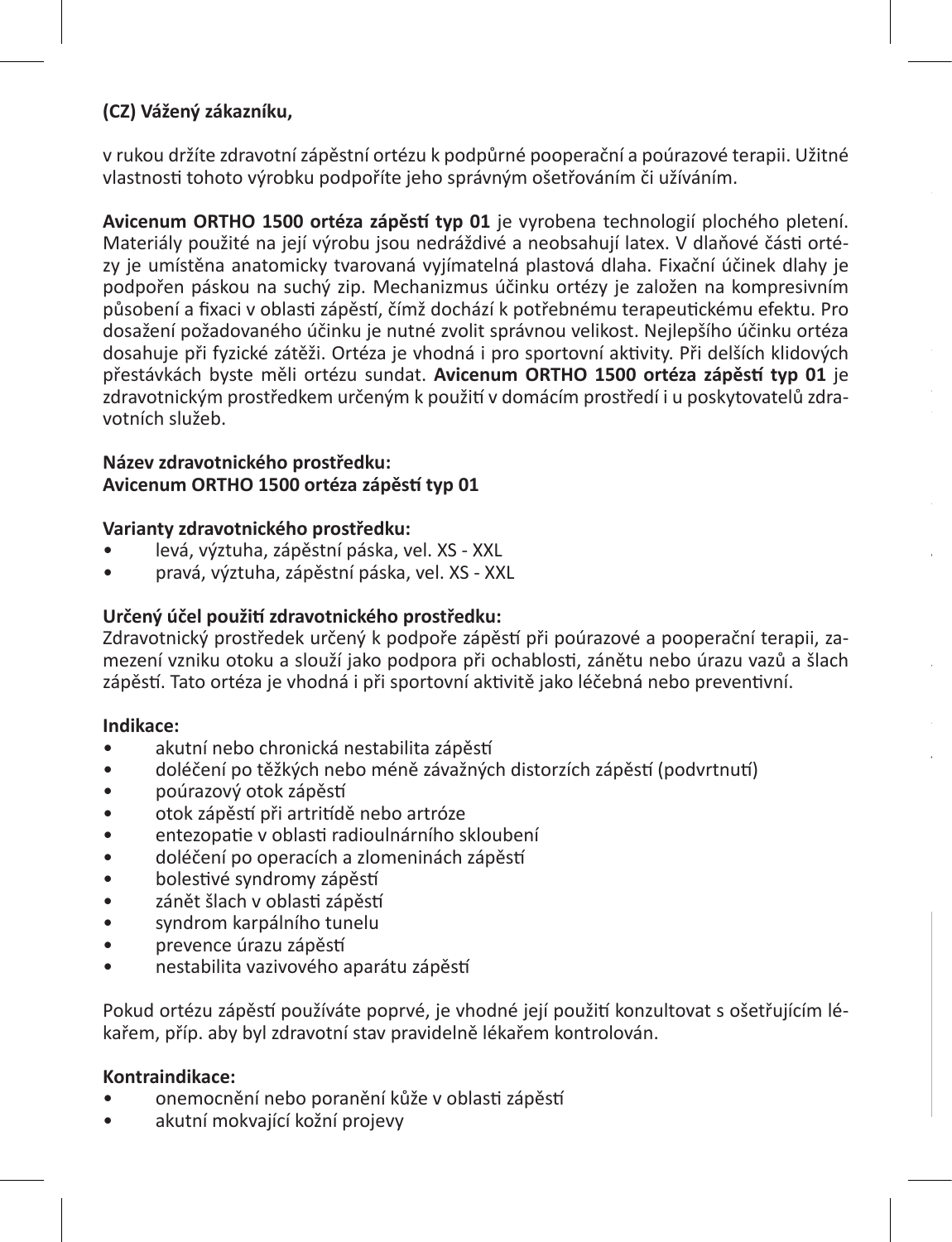**(CZ) Vážený zákazníku,**

v rukou držíte zdravotní zápěstní ortézu k podpůrné pooperační a poúrazové terapii. Užitné vlastnosti tohoto výrobku podpoříte jeho správným ošetřováním či užíváním.

**Avicenum ORTHO 1500 ortéza zápěstí typ 01** je vyrobena technologií plochého pletení. Materiály použité na její výrobu jsou nedráždivé a neobsahují latex. V dlaňové části ortézy je umístěna anatomicky tvarovaná vyjímatelná plastová dlaha. Fixační účinek dlahy je podpořen páskou na suchý zip. Mechanizmus účinku ortézy je založen na kompresivním působení a fixaci v oblasti zápěstí, čímž dochází k potřebnému terapeutickému efektu. Pro dosažení požadovaného účinku je nutné zvolit správnou velikost. Nejlepšího účinku ortéza dosahuje při fyzické zátěži. Ortéza je vhodná i pro sportovní aktivity. Při delších klidových přestávkách byste měli ortézu sundat. **Avicenum ORTHO 1500 ortéza zápěstí typ 01** je zdravotnickým prostředkem určeným k použití v domácím prostředí i u poskytovatelů zdravotních služeb.

**Název zdravotnického prostředku:**
**Avicenum ORTHO 1500 ortéza zápěstí typ 01**

**Varianty zdravotnického prostředku:**
- levá, výztuha, zápěstní páska, vel. XS - XXL
- pravá, výztuha, zápěstní páska, vel. XS - XXL

**Určený účel použití zdravotnického prostředku:**
Zdravotnický prostředek určený k podpoře zápěstí při poúrazové a pooperační terapii, zamezení vzniku otoku a slouží jako podpora při ochablosti, zánětu nebo úrazu vazů a šlach zápěstí. Tato ortéza je vhodná i při sportovní aktivitě jako léčebná nebo preventivní.

**Indikace:**
- akutní nebo chronická nestabilita zápěstí
- doléčení po těžkých nebo méně závažných distorzích zápěstí (podvrtnutí)
- poúrazový otok zápěstí
- otok zápěstí při artritídě nebo artróze
- entezopatie v oblasti radioulnárního skloubení
- doléčení po operacích a zlomeninách zápěstí
- bolestivé syndromy zápěstí
- zánět šlach v oblasti zápěstí
- syndrom karpálního tunelu
- prevence úrazu zápěstí
- nestabilita vazivového aparátu zápěstí

Pokud ortézu zápěstí používáte poprvé, je vhodné její použití konzultovat s ošetřujícím lékařem, příp. aby byl zdravotní stav pravidelně lékařem kontrolován.

**Kontraindikace:**
- onemocnění nebo poranění kůže v oblasti zápěstí
- akutní mokvající kožní projevy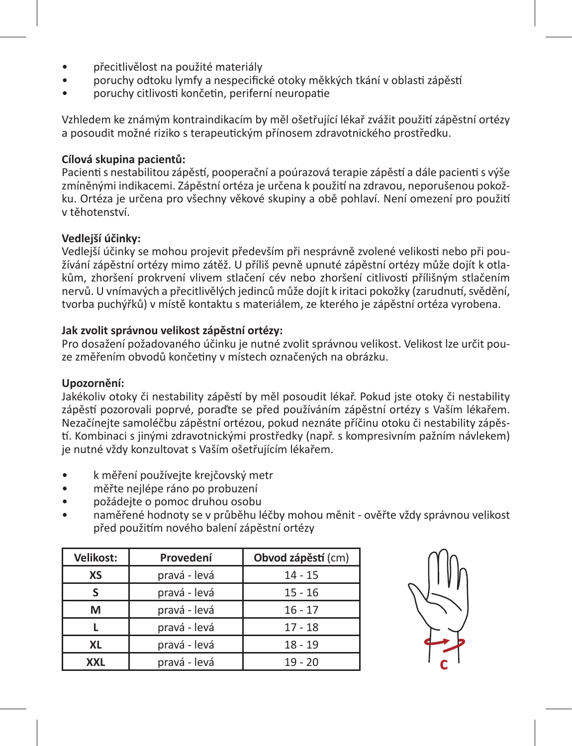- přecitlivělost na použité materiály
- poruchy odtoku lymfy a nespecifické otoky měkkých tkání v oblasti zápěstí
- poruchy citlivosti končetin, periferní neuropatie

Vzhledem ke známým kontraindikacím by měl ošetřující lékař zvážit použití zápěstní ortézy a posoudit možné riziko s terapeutickým přínosem zdravotnického prostředku.

**Cílová skupina pacientů:**
Pacienti s nestabilitou zápěstí, pooperační a poúrazová terapie zápěstí a dále pacienti s výše zmíněnými indikacemi. Zápěstní ortéza je určena k použití na zdravou, neporušenou pokožku. Ortéza je určena pro všechny věkové skupiny a obě pohlaví. Není omezení pro použití v těhotenství.

**Vedlejší účinky:**
Vedlejší účinky se mohou projevit především při nesprávně zvolené velikosti nebo při používání zápěstní ortézy mimo zátěž. U příliš pevně upnuté zápěstní ortézy může dojít k otlakům, zhoršení prokrvení vlivem stlačení cév nebo zhoršení citlivosti přílišným stlačením nervů. U vnímavých a přecitlivělých jedinců může dojít k iritaci pokožky (zarudnutí, svědění, tvorba puchýřků) v místě kontaktu s materiálem, ze kterého je zápěstní ortéza vyrobena.

**Jak zvolit správnou velikost zápěstní ortézy:**
Pro dosažení požadovaného účinku je nutné zvolit správnou velikost. Velikost lze určit pouze změřením obvodů končetiny v místech označených na obrázku.

**Upozornění:**
Jakékoliv otoky či nestability zápěstí by měl posoudit lékař. Pokud jste otoky či nestability zápěstí pozorovali poprvé, poraďte se před používáním zápěstní ortézy s Vaším lékařem. Nezačínejte samoléčbu zápěstní ortézou, pokud neznáte příčinu otoku či nestability zápěstí. Kombinaci s jinými zdravotnickými prostředky (např. s kompresivním pažním návlekem) je nutné vždy konzultovat s Vaším ošetřujícím lékařem.

- k měření používejte krejčovský metr
- měřte nejlépe ráno po probuzení
- požádejte o pomoc druhou osobu
- naměřené hodnoty se v průběhu léčby mohou měnit - ověřte vždy správnou velikost před použitím nového balení zápěstní ortézy

| **Velikost:** | **Provedení** | **Obvod zápěstí** (cm) |
|---|---|---|
| **XS** | pravá - levá | 14 - 15 |
| **S** | pravá - levá | 15 - 16 |
| **M** | pravá - levá | 16 - 17 |
| **L** | pravá - levá | 17 - 18 |
| **XL** | pravá - levá | 18 - 19 |
| **XXL** | pravá - levá | 19 - 20 |

C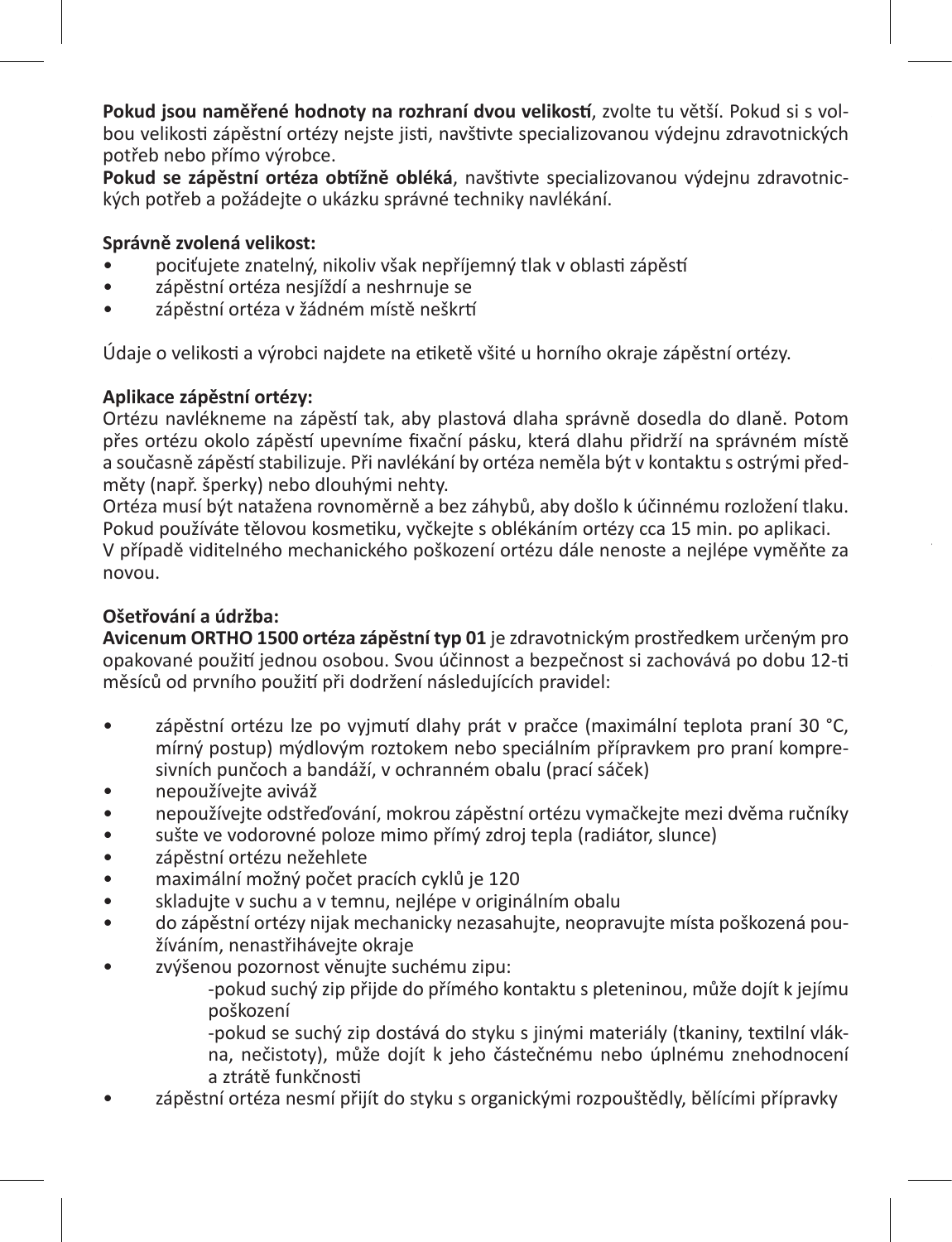**Pokud jsou naměřené hodnoty na rozhraní dvou velikostí**, zvolte tu větší. Pokud si s volbou velikosti zápěstní ortézy nejste jisti, navštivte specializovanou výdejnu zdravotnických potřeb nebo přímo výrobce.
**Pokud se zápěstní ortéza obtížně obléká**, navštivte specializovanou výdejnu zdravotnických potřeb a požádejte o ukázku správné techniky navlékání.

**Správně zvolená velikost:**

- pociťujete znatelný, nikoliv však nepříjemný tlak v oblasti zápěstí
- zápěstní ortéza nesjíždí a neshrnuje se
- zápěstní ortéza v žádném místě neškrtí

Údaje o velikosti a výrobci najdete na etiketě všité u horního okraje zápěstní ortézy.

**Aplikace zápěstní ortézy:**
Ortézu navlékneme na zápěstí tak, aby plastová dlaha správně dosedla do dlaně. Potom přes ortézu okolo zápěstí upevníme fixační pásku, která dlahu přidrží na správném místě a současně zápěstí stabilizuje. Při navlékání by ortéza neměla být v kontaktu s ostrými předměty (např. šperky) nebo dlouhými nehty.
Ortéza musí být natažena rovnoměrně a bez záhybů, aby došlo k účinnému rozložení tlaku.
Pokud používáte tělovou kosmetiku, vyčkejte s oblékáním ortézy cca 15 min. po aplikaci.
V případě viditelného mechanického poškození ortézu dále nenoste a nejlépe vyměňte za novou.

**Ošetřování a údržba:**
**Avicenum ORTHO 1500 ortéza zápěstní typ 01** je zdravotnickým prostředkem určeným pro opakované použití jednou osobou. Svou účinnost a bezpečnost si zachovává po dobu 12-ti měsíců od prvního použití při dodržení následujících pravidel:

- zápěstní ortézu lze po vyjmutí dlahy prát v pračce (maximální teplota praní 30 °C, mírný postup) mýdlovým roztokem nebo speciálním přípravkem pro praní kompresivních punčoch a bandáží, v ochranném obalu (prací sáček)
- nepoužívejte aviváž
- nepoužívejte odstřeďování, mokrou zápěstní ortézu vymačkejte mezi dvěma ručníky
- sušte ve vodorovné poloze mimo přímý zdroj tepla (radiátor, slunce)
- zápěstní ortézu nežehlete
- maximální možný počet pracích cyklů je 120
- skladujte v suchu a v temnu, nejlépe v originálním obalu
- do zápěstní ortézy nijak mechanicky nezasahujte, neopravujte místa poškozená používáním, nenastřihávejte okraje
- zvýšenou pozornost věnujte suchému zipu:
  - -pokud suchý zip přijde do přímého kontaktu s pleteninou, může dojít k jejímu poškození
  - -pokud se suchý zip dostává do styku s jinými materiály (tkaniny, textilní vlákna, nečistoty), může dojít k jeho částečnému nebo úplnému znehodnocení a ztrátě funkčnosti
- zápěstní ortéza nesmí přijít do styku s organickými rozpouštědly, bělícími přípravky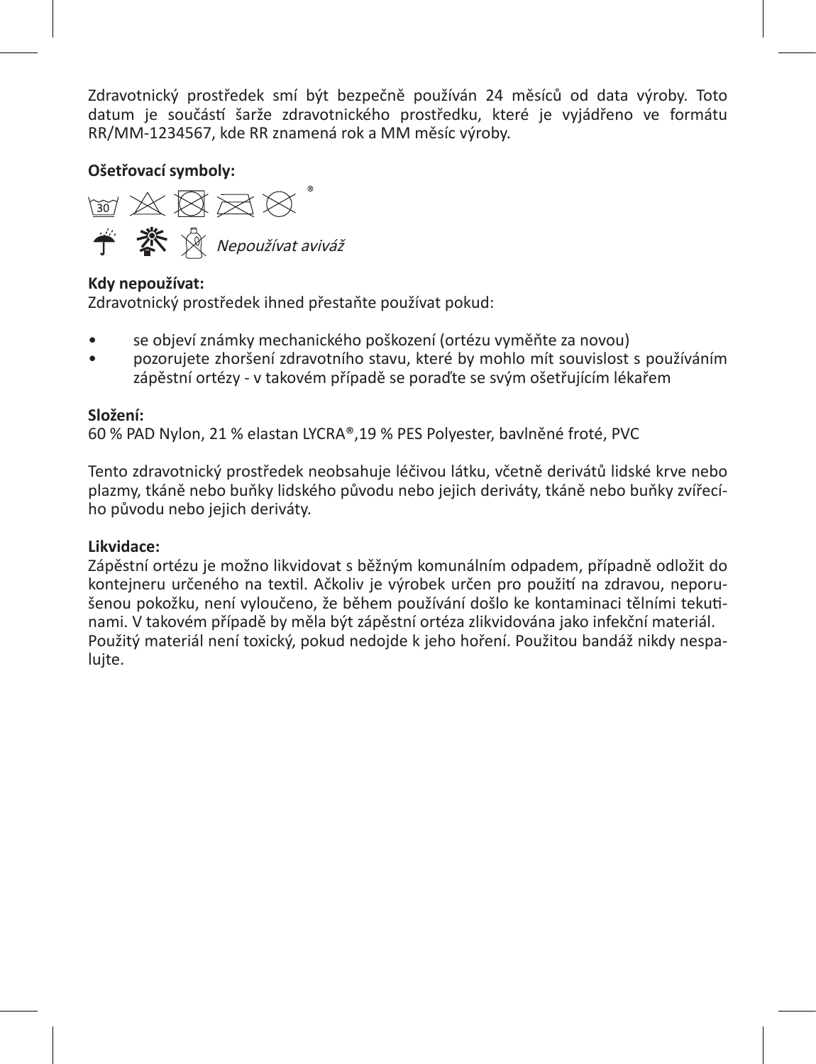Zdravotnický prostředek smí být bezpečně používán 24 měsíců od data výroby. Toto datum je součástí šarže zdravotnického prostředku, které je vyjádřeno ve formátu RR/MM-1234567, kde RR znamená rok a MM měsíc výroby.

**Ošetřovací symboly:**

*Nepoužívat aviváž*

**Kdy nepoužívat:**
Zdravotnický prostředek ihned přestaňte používat pokud:

- se objeví známky mechanického poškození (ortézu vyměňte za novou)
- pozorujete zhoršení zdravotního stavu, které by mohlo mít souvislost s používáním zápěstní ortézy - v takovém případě se poraďte se svým ošetřujícím lékařem

**Složení:**
60 % PAD Nylon, 21 % elastan LYCRA®,19 % PES Polyester, bavlněné froté, PVC

Tento zdravotnický prostředek neobsahuje léčivou látku, včetně derivátů lidské krve nebo plazmy, tkáně nebo buňky lidského původu nebo jejich deriváty, tkáně nebo buňky zvířecího původu nebo jejich deriváty.

**Likvidace:**
Zápěstní ortézu je možno likvidovat s běžným komunálním odpadem, případně odložit do kontejneru určeného na textil. Ačkoliv je výrobek určen pro použití na zdravou, neporušenou pokožku, není vyloučeno, že během používání došlo ke kontaminaci tělními tekutinami. V takovém případě by měla být zápěstní ortéza zlikvidována jako infekční materiál.
Použitý materiál není toxický, pokud nedojde k jeho hoření. Použitou bandáž nikdy nespalujte.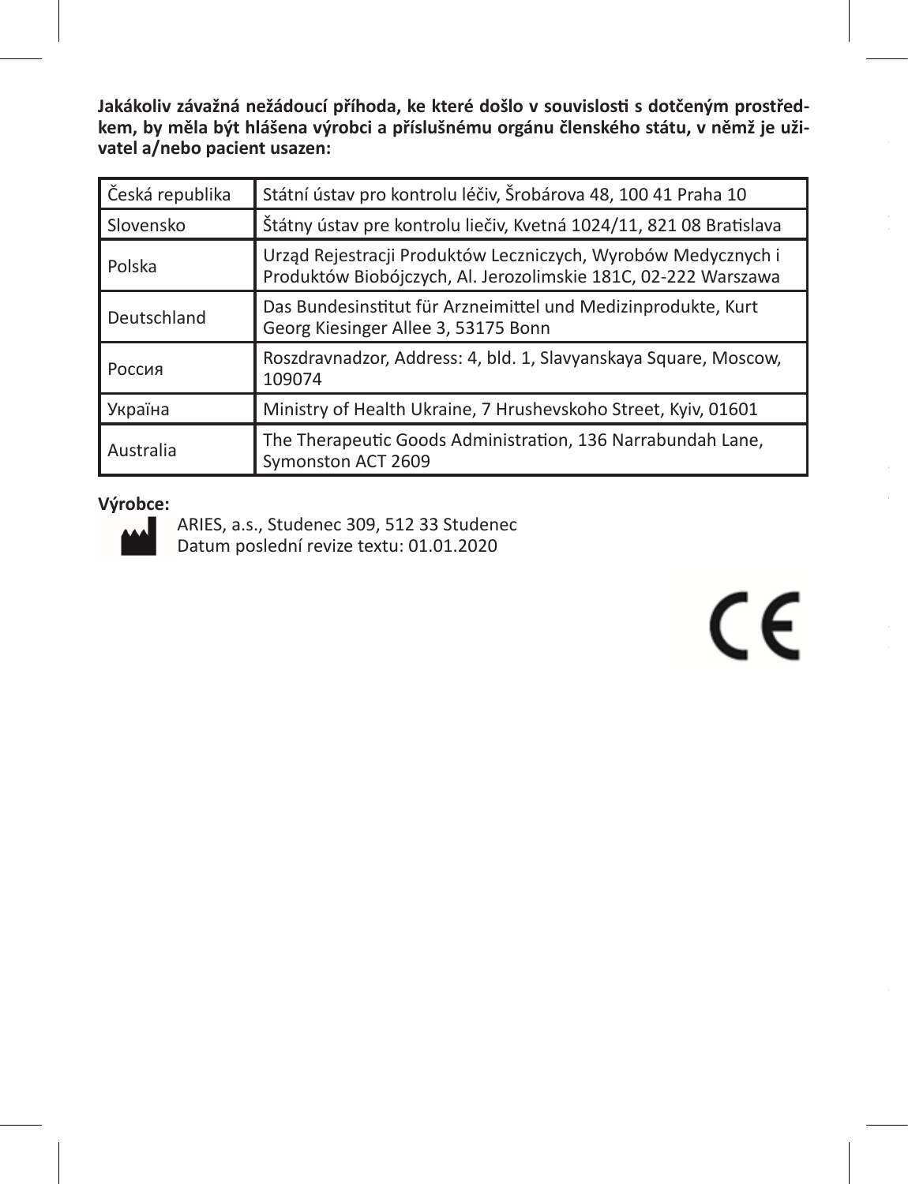**Jakákoliv závažná nežádoucí příhoda, ke které došlo v souvislosti s dotčeným prostředkem, by měla být hlášena výrobci a příslušnému orgánu členského státu, v němž je uživatel a/nebo pacient usazen:**

| Česká republika | Státní ústav pro kontrolu léčiv, Šrobárova 48, 100 41 Praha 10 |
|---|---|
| Slovensko | Štátny ústav pre kontrolu liečiv, Kvetná 1024/11, 821 08 Bratislava |
| Polska | Urząd Rejestracji Produktów Leczniczych, Wyrobów Medycznych i Produktów Biobójczych, Al. Jerozolimskie 181C, 02-222 Warszawa |
| Deutschland | Das Bundesinstitut für Arzneimittel und Medizinprodukte, Kurt Georg Kiesinger Allee 3, 53175 Bonn |
| Россия | Roszdravnadzor, Address: 4, bld. 1, Slavyanskaya Square, Moscow, 109074 |
| Україна | Ministry of Health Ukraine, 7 Hrushevskoho Street, Kyiv, 01601 |
| Australia | The Therapeutic Goods Administration, 136 Narrabundah Lane, Symonston ACT 2609 |

**Výrobce:**

ARIES, a.s., Studenec 309, 512 33 Studenec
Datum poslední revize textu: 01.01.2020

CE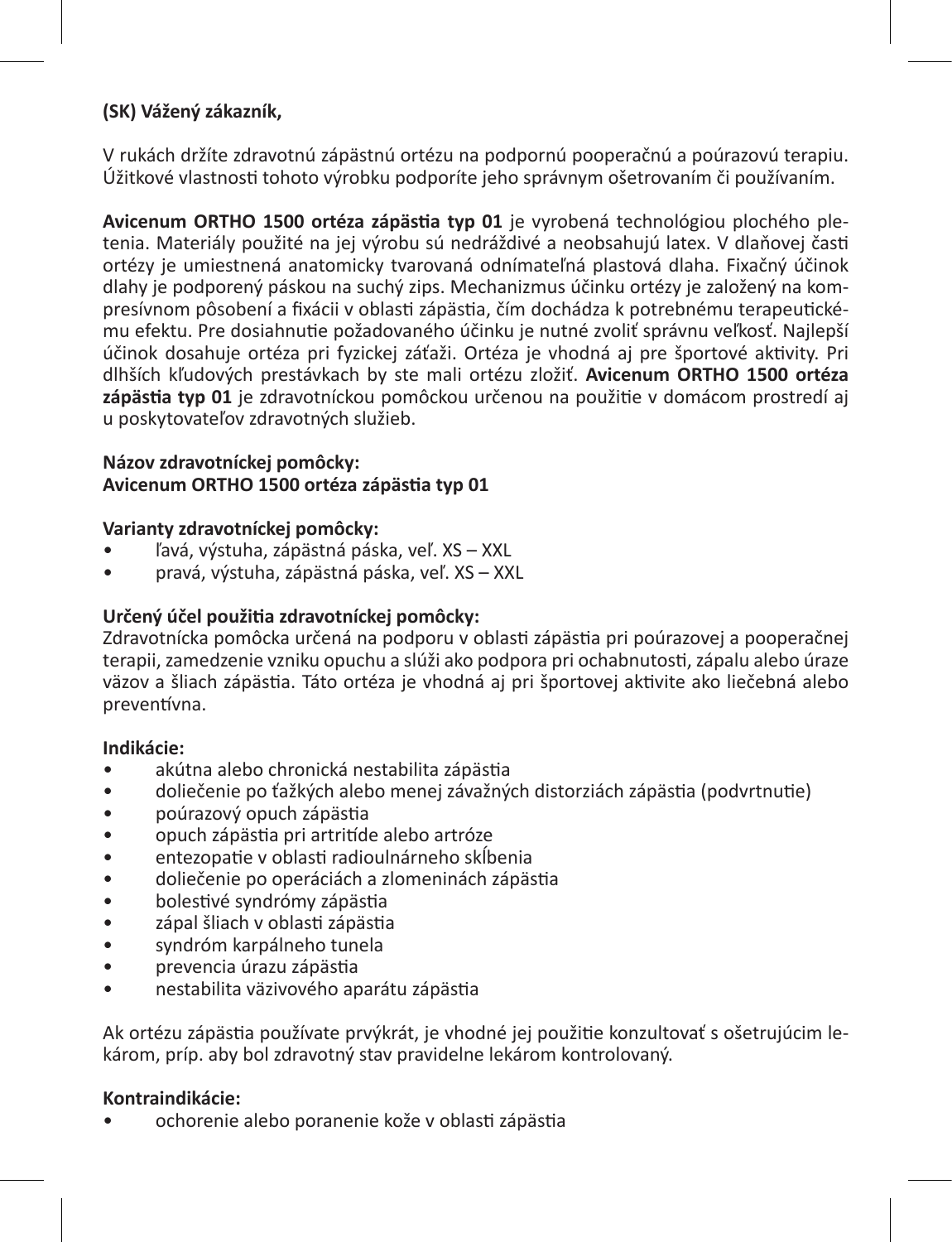**(SK) Vážený zákazník,**

V rukách držíte zdravotnú zápästnú ortézu na podpornú pooperačnú a poúrazovú terapiu. Úžitkové vlastnosti tohoto výrobku podporíte jeho správnym ošetrovaním či používaním.

**Avicenum ORTHO 1500 ortéza zápästia typ 01** je vyrobená technológiou plochého pletenia. Materiály použité na jej výrobu sú nedráždivé a neobsahujú latex. V dlaňovej časti ortézy je umiestnená anatomicky tvarovaná odnímateľná plastová dlaha. Fixačný účinok dlahy je podporený páskou na suchý zips. Mechanizmus účinku ortézy je založený na kompresívnom pôsobení a fixácii v oblasti zápästia, čím dochádza k potrebnému terapeutickému efektu. Pre dosiahnutie požadovaného účinku je nutné zvoliť správnu veľkosť. Najlepší účinok dosahuje ortéza pri fyzickej záťaži. Ortéza je vhodná aj pre športové aktivity. Pri dlhších kľudových prestávkach by ste mali ortézu zložiť. **Avicenum ORTHO 1500 ortéza zápästia typ 01** je zdravotníckou pomôckou určenou na použitie v domácom prostredí aj u poskytovateľov zdravotných služieb.

**Názov zdravotníckej pomôcky:**
**Avicenum ORTHO 1500 ortéza zápästia typ 01**

**Varianty zdravotníckej pomôcky:**

- ľavá, výstuha, zápästná páska, veľ. XS – XXL
- pravá, výstuha, zápästná páska, veľ. XS – XXL

**Určený účel použitia zdravotníckej pomôcky:**
Zdravotnícka pomôcka určená na podporu v oblasti zápästia pri poúrazovej a pooperačnej terapii, zamedzenie vzniku opuchu a slúži ako podpora pri ochabnutosti, zápalu alebo úraze väzov a šliach zápästia. Táto ortéza je vhodná aj pri športovej aktivite ako liečebná alebo preventívna.

**Indikácie:**

- akútna alebo chronická nestabilita zápästia
- doliečenie po ťažkých alebo menej závažných distorziách zápästia (podvrtnutie)
- poúrazový opuch zápästia
- opuch zápästia pri artritíde alebo artróze
- entezopatie v oblasti radioulnárneho skĺbenia
- doliečenie po operáciách a zlomeninách zápästia
- bolestivé syndrómy zápästia
- zápal šliach v oblasti zápästia
- syndróm karpálneho tunela
- prevencia úrazu zápästia
- nestabilita väzivového aparátu zápästia

Ak ortézu zápästia používate prvýkrát, je vhodné jej použitie konzultovať s ošetrujúcim lekárom, príp. aby bol zdravotný stav pravidelne lekárom kontrolovaný.

**Kontraindikácie:**

- ochorenie alebo poranenie kože v oblasti zápästia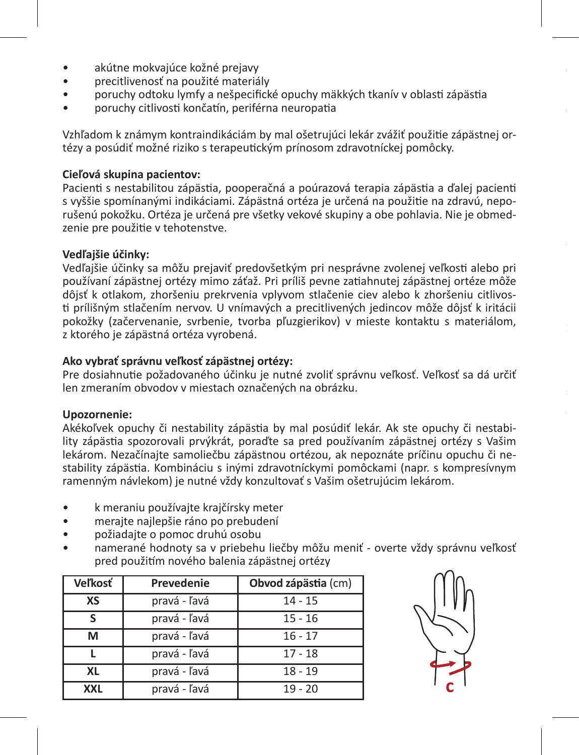- akútne mokvajúce kožné prejavy
- precitlivenosť na použité materiály
- poruchy odtoku lymfy a nešpecifické opuchy mäkkých tkanív v oblasti zápästia
- poruchy citlivosti končatín, periférna neuropatia

Vzhľadom k známym kontraindikáciám by mal ošetrujúci lekár zvážiť použitie zápästnej ortézy a posúdiť možné riziko s terapeutickým prínosom zdravotníckej pomôcky.

**Cieľová skupina pacientov:**
Pacienti s nestabilitou zápästia, pooperačná a poúrazová terapia zápästia a ďalej pacienti s vyššie spomínanými indikáciami. Zápästná ortéza je určená na použitie na zdravú, neporušenú pokožku. Ortéza je určená pre všetky vekové skupiny a obe pohlavia. Nie je obmedzenie pre použitie v tehotenstve.

**Vedľajšie účinky:**
Vedľajšie účinky sa môžu prejaviť predovšetkým pri nesprávne zvolenej veľkosti alebo pri používaní zápästnej ortézy mimo záťaž. Pri príliš pevne zatiahnutej zápästnej ortéze môže dôjsť k otlakom, zhoršeniu prekrvenia vplyvom stlačenie ciev alebo k zhoršeniu citlivosti prílišným stlačením nervov. U vnímavých a precitlivených jedincov môže dôjsť k iritácii pokožky (začervenanie, svrbenie, tvorba pľuzgierikov) v mieste kontaktu s materiálom, z ktorého je zápästná ortéza vyrobená.

**Ako vybrať správnu veľkosť zápästnej ortézy:**
Pre dosiahnutie požadovaného účinku je nutné zvoliť správnu veľkosť. Veľkosť sa dá určiť len zmeraním obvodov v miestach označených na obrázku.

**Upozornenie:**
Akékoľvek opuchy či nestability zápästia by mal posúdiť lekár. Ak ste opuchy či nestability zápästia spozorovali prvýkrát, poraďte sa pred používaním zápästnej ortézy s Vašim lekárom. Nezačínajte samoliečbu zápästnou ortézou, ak nepoznáte príčinu opuchu či nestability zápästia. Kombináciu s inými zdravotníckymi pomôckami (napr. s kompresívnym ramenným návlekom) je nutné vždy konzultovať s Vašim ošetrujúcim lekárom.

- k meraniu používajte krajčírsky meter
- merajte najlepšie ráno po prebudení
- požiadajte o pomoc druhú osobu
- namerané hodnoty sa v priebehu liečby môžu meniť - overte vždy správnu veľkosť pred použitím nového balenia zápästnej ortézy

| **Veľkosť** | **Prevedenie** | **Obvod zápästia** (cm) |
|---|---|---|
| **XS** | pravá - ľavá | 14 - 15 |
| **S** | pravá - ľavá | 15 - 16 |
| **M** | pravá - ľavá | 16 - 17 |
| **L** | pravá - ľavá | 17 - 18 |
| **XL** | pravá - ľavá | 18 - 19 |
| **XXL** | pravá - ľavá | 19 - 20 |

C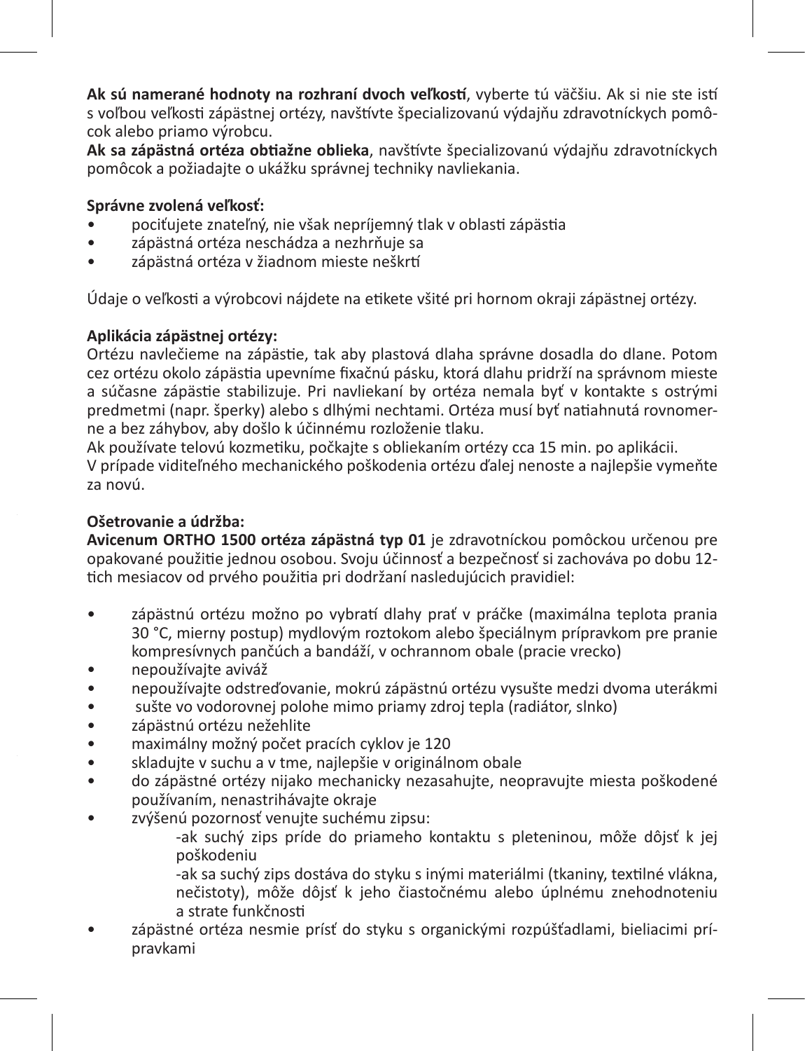**Ak sú namerané hodnoty na rozhraní dvoch veľkostí**, vyberte tú väčšiu. Ak si nie ste istí s voľbou veľkosti zápästnej ortézy, navštívte špecializovanú výdajňu zdravotníckych pomôcok alebo priamo výrobcu.
**Ak sa zápästná ortéza obtiažne oblieka**, navštívte špecializovanú výdajňu zdravotníckych pomôcok a požiadajte o ukážku správnej techniky navliekania.

**Správne zvolená veľkosť:**

- pociťujete znateľný, nie však nepríjemný tlak v oblasti zápästia
- zápästná ortéza neschádza a nezhrňuje sa
- zápästná ortéza v žiadnom mieste neškrtí

Údaje o veľkosti a výrobcovi nájdete na etikete všité pri hornom okraji zápästnej ortézy.

**Aplikácia zápästnej ortézy:**
Ortézu navlečieme na zápästie, tak aby plastová dlaha správne dosadla do dlane. Potom cez ortézu okolo zápästia upevníme fixačnú pásku, ktorá dlahu pridrží na správnom mieste a súčasne zápästie stabilizuje. Pri navliekaní by ortéza nemala byť v kontakte s ostrými predmetmi (napr. šperky) alebo s dlhými nechtami. Ortéza musí byť natiahnutá rovnomerne a bez záhybov, aby došlo k účinnému rozloženie tlaku.
Ak používate telovú kozmetiku, počkajte s obliekaním ortézy cca 15 min. po aplikácii.
V prípade viditeľného mechanického poškodenia ortézu ďalej nenoste a najlepšie vymeňte za novú.

**Ošetrovanie a údržba:**
**Avicenum ORTHO 1500 ortéza zápästná typ 01** je zdravotníckou pomôckou určenou pre opakované použitie jednou osobou. Svoju účinnosť a bezpečnosť si zachováva po dobu 12-tich mesiacov od prvého použitia pri dodržaní nasledujúcich pravidiel:

- zápästnú ortézu možno po vybratí dlahy prať v práčke (maximálna teplota prania 30 °C, mierny postup) mydlovým roztokom alebo špeciálnym prípravkom pre pranie kompresívnych pančúch a bandáží, v ochrannom obale (pracie vrecko)
- nepoužívajte aviváž
- nepoužívajte odstreďovanie, mokrú zápästnú ortézu vysušte medzi dvoma uterákmi
- sušte vo vodorovnej polohe mimo priamy zdroj tepla (radiátor, slnko)
- zápästnú ortézu nežehlite
- maximálny možný počet pracích cyklov je 120
- skladujte v suchu a v tme, najlepšie v originálnom obale
- do zápästné ortézy nijako mechanicky nezasahujte, neopravujte miesta poškodené používaním, nenastrihávajte okraje
- zvýšenú pozornosť venujte suchému zipsu:
  - -ak suchý zips príde do priameho kontaktu s pleteninou, môže dôjsť k jej poškodeniu
  - -ak sa suchý zips dostáva do styku s inými materiálmi (tkaniny, textilné vlákna, nečistoty), môže dôjsť k jeho čiastočnému alebo úplnému znehodnoteniu a strate funkčnosti
- zápästné ortéza nesmie prísť do styku s organickými rozpúšťadlami, bieliacimi prípravkami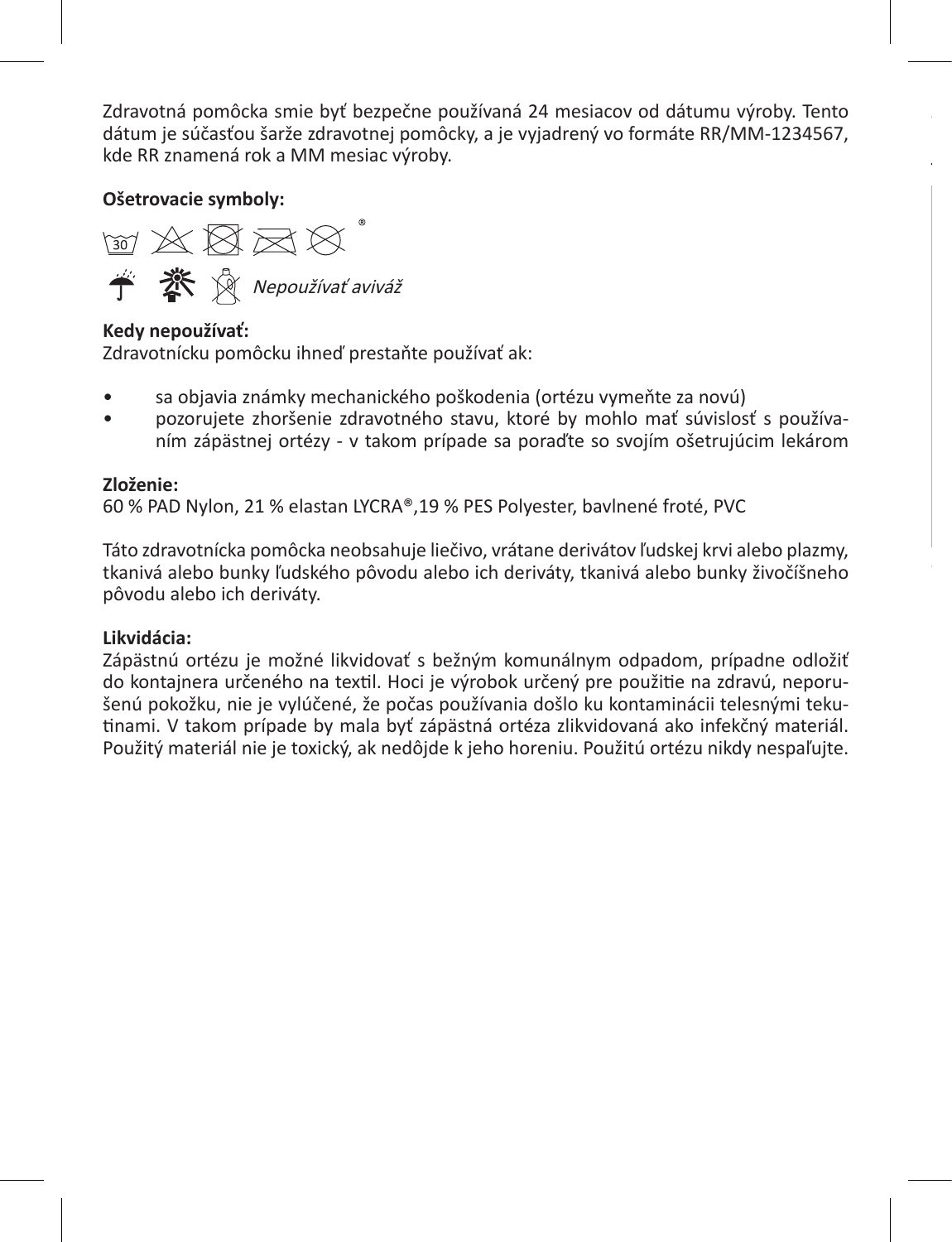Zdravotná pomôcka smie byť bezpečne používaná 24 mesiacov od dátumu výroby. Tento dátum je súčasťou šarže zdravotnej pomôcky, a je vyjadrený vo formáte RR/MM-1234567, kde RR znamená rok a MM mesiac výroby.

**Ošetrovacie symboly:**

*Nepoužívať aviváž*

**Kedy nepoužívať:**
Zdravotnícku pomôcku ihneď prestaňte používať ak:

- sa objavia známky mechanického poškodenia (ortézu vymeňte za novú)
- pozorujete zhoršenie zdravotného stavu, ktoré by mohlo mať súvislosť s používaním zápästnej ortézy - v takom prípade sa poraďte so svojím ošetrujúcim lekárom

**Zloženie:**
60 % PAD Nylon, 21 % elastan LYCRA®,19 % PES Polyester, bavlnené froté, PVC

Táto zdravotnícka pomôcka neobsahuje liečivo, vrátane derivátov ľudskej krvi alebo plazmy, tkanivá alebo bunky ľudského pôvodu alebo ich deriváty, tkanivá alebo bunky živočíšneho pôvodu alebo ich deriváty.

**Likvidácia:**
Zápästnú ortézu je možné likvidovať s bežným komunálnym odpadom, prípadne odložiť do kontajnera určeného na textil. Hoci je výrobok určený pre použitie na zdravú, neporušenú pokožku, nie je vylúčené, že počas používania došlo ku kontaminácii telesnými tekutinami. V takom prípade by mala byť zápästná ortéza zlikvidovaná ako infekčný materiál. Použitý materiál nie je toxický, ak nedôjde k jeho horeniu. Použitú ortézu nikdy nespaľujte.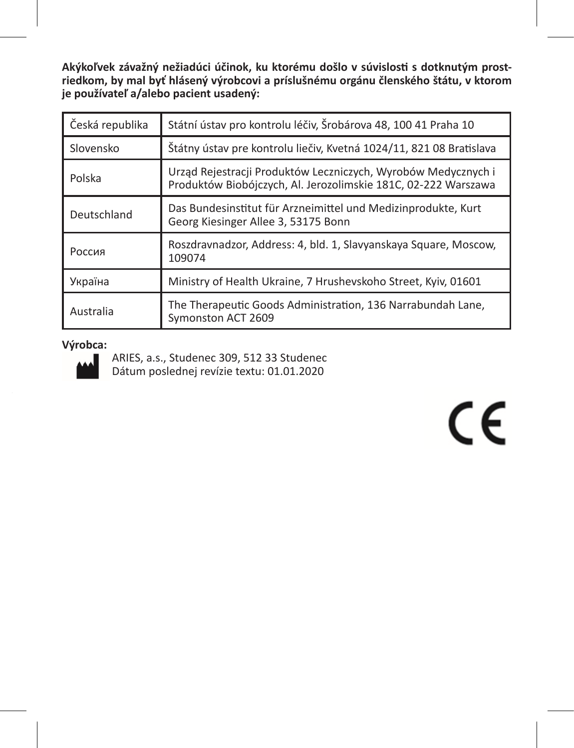**Akýkoľvek závažný nežiadúci účinok, ku ktorému došlo v súvislosti s dotknutým prostriedkom, by mal byť hlásený výrobcovi a príslušnému orgánu členského štátu, v ktorom je používateľ a/alebo pacient usadený:**

| Česká republika | Státní ústav pro kontrolu léčiv, Šrobárova 48, 100 41 Praha 10 |
|---|---|
| Slovensko | Štátny ústav pre kontrolu liečiv, Kvetná 1024/11, 821 08 Bratislava |
| Polska | Urząd Rejestracji Produktów Leczniczych, Wyrobów Medycznych i Produktów Biobójczych, Al. Jerozolimskie 181C, 02-222 Warszawa |
| Deutschland | Das Bundesinstitut für Arzneimittel und Medizinprodukte, Kurt Georg Kiesinger Allee 3, 53175 Bonn |
| Россия | Roszdravnadzor, Address: 4, bld. 1, Slavyanskaya Square, Moscow, 109074 |
| Україна | Ministry of Health Ukraine, 7 Hrushevskoho Street, Kyiv, 01601 |
| Australia | The Therapeutic Goods Administration, 136 Narrabundah Lane, Symonston ACT 2609 |

**Výrobca:**

ARIES, a.s., Studenec 309, 512 33 Studenec
Dátum poslednej revízie textu: 01.01.2020

CE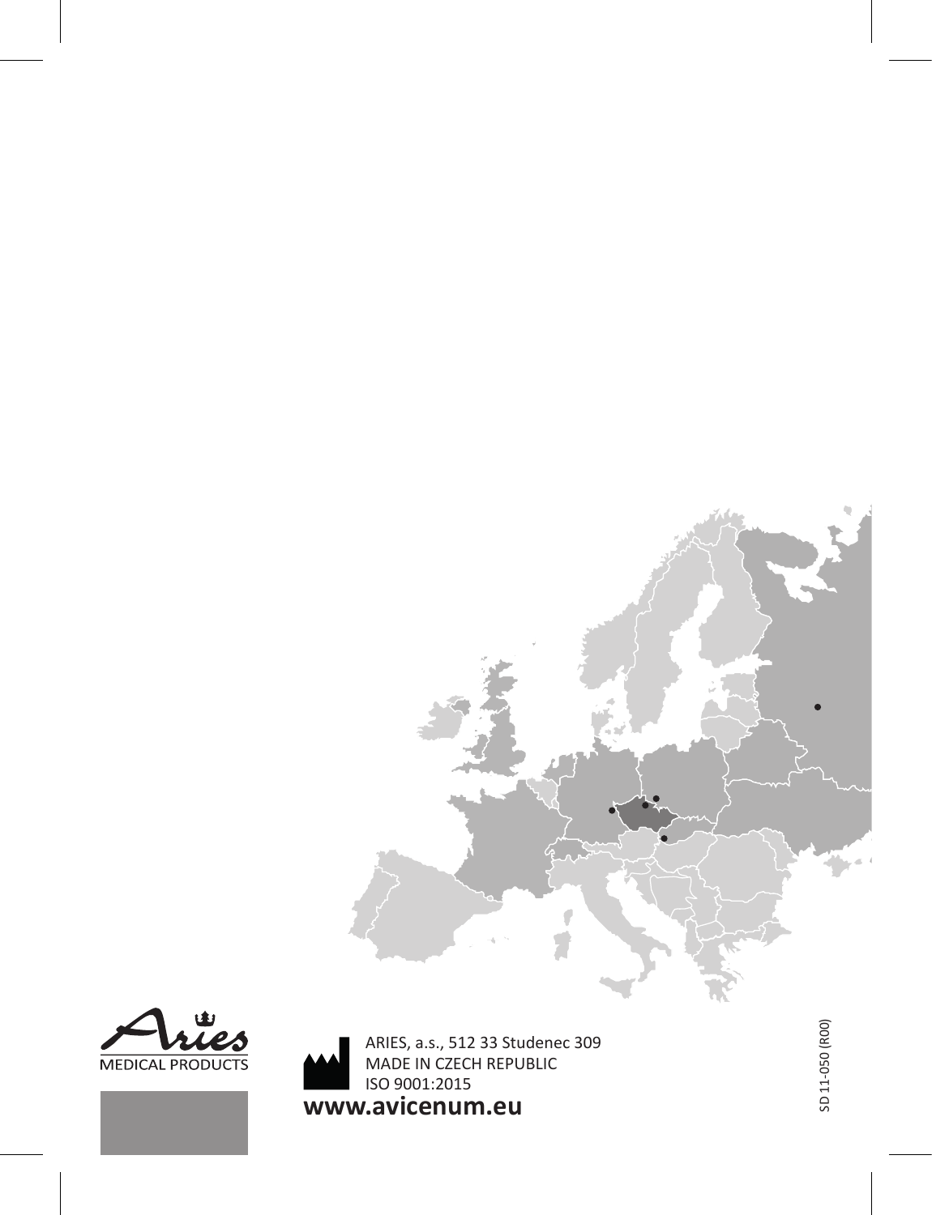Aries
MEDICAL PRODUCTS

ARIES, a.s., 512 33 Studenec 309
MADE IN CZECH REPUBLIC
ISO 9001:2015

**www.avicenum.eu**

SD 11-050 (R00)